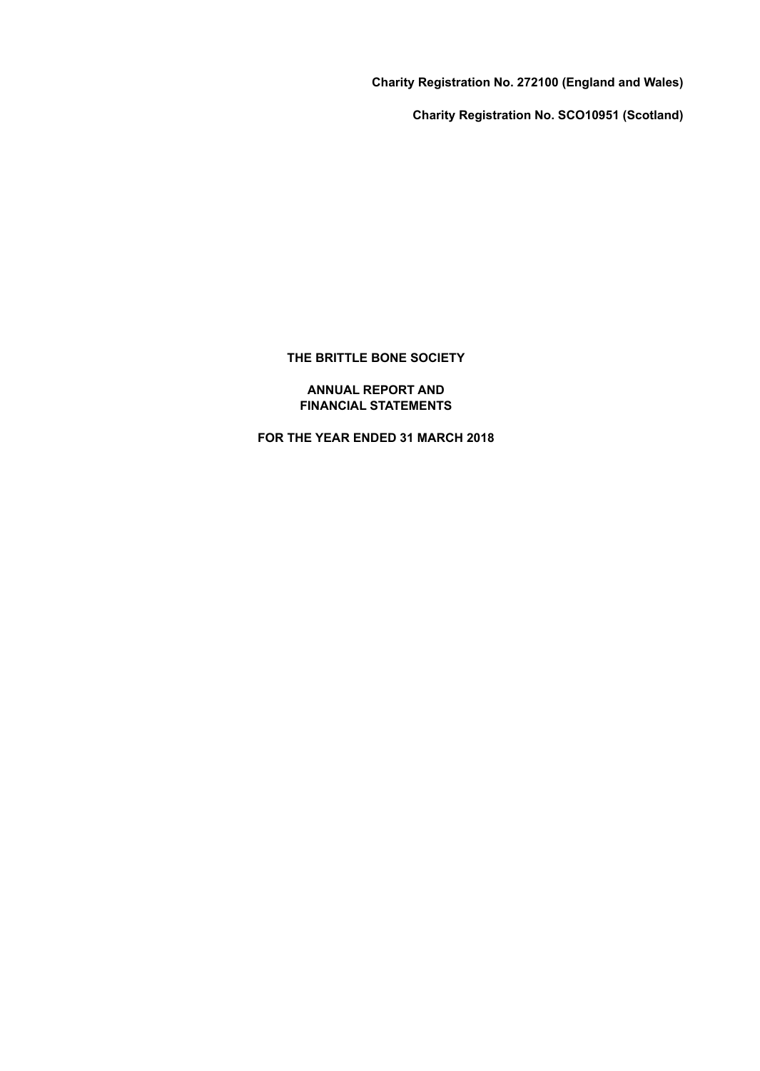**Charity Registration No. 272100 (England and Wales)**

**Charity Registration No. SCO10951 (Scotland)**

# THE BRITTLE BONE SOCIETY

## ANNUAL REPORT AND FINANCIAL STATEMENTS

## FOR THE YEAR ENDED 31 MARCH 2018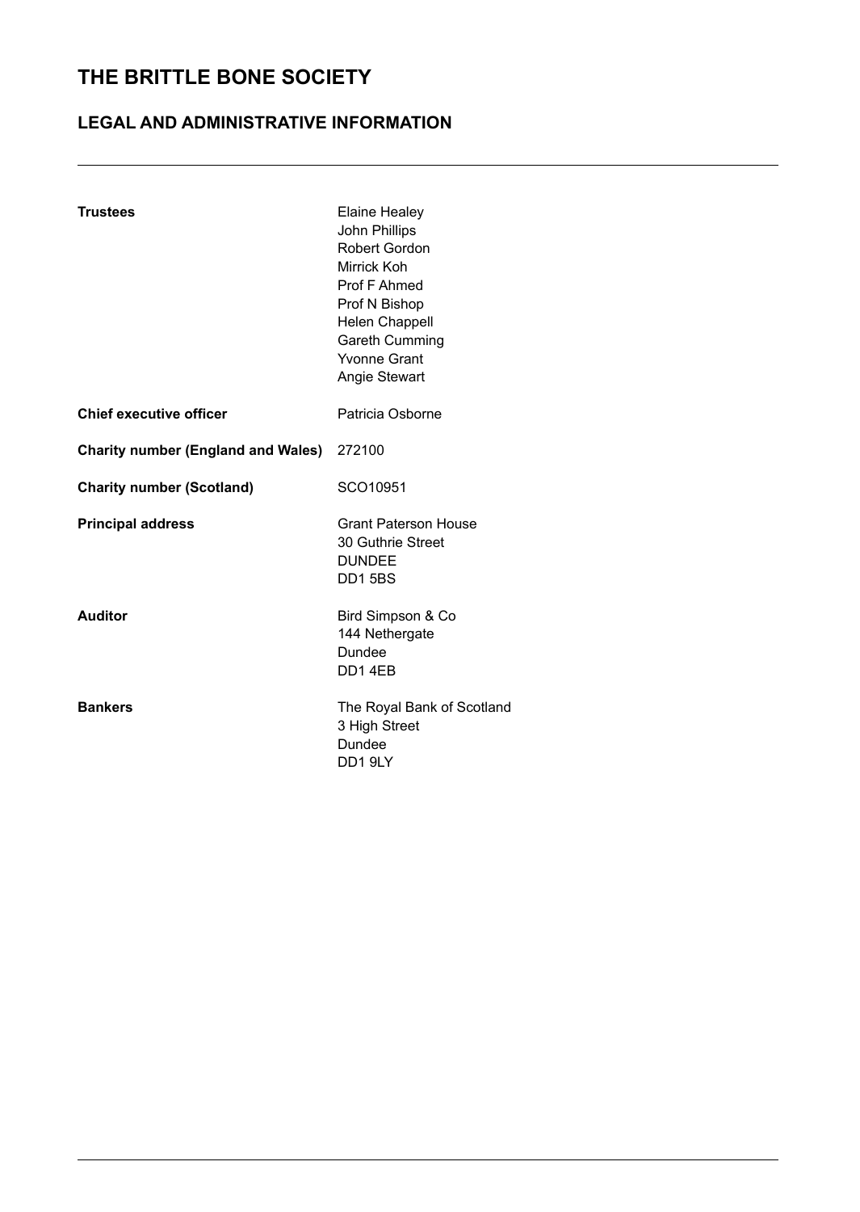# THE BRITTLE BONE SOCIETY

## LEGAL AND ADMINISTRATIVE INFORMATION

| | |
|---|---|
| **Trustees** | Elaine Healey<br>John Phillips<br>Robert Gordon<br>Mirrick Koh<br>Prof F Ahmed<br>Prof N Bishop<br>Helen Chappell<br>Gareth Cumming<br>Yvonne Grant<br>Angie Stewart |
| **Chief executive officer** | Patricia Osborne |
| **Charity number (England and Wales)** | 272100 |
| **Charity number (Scotland)** | SCO10951 |
| **Principal address** | Grant Paterson House<br>30 Guthrie Street<br>DUNDEE<br>DD1 5BS |
| **Auditor** | Bird Simpson & Co<br>144 Nethergate<br>Dundee<br>DD1 4EB |
| **Bankers** | The Royal Bank of Scotland<br>3 High Street<br>Dundee<br>DD1 9LY |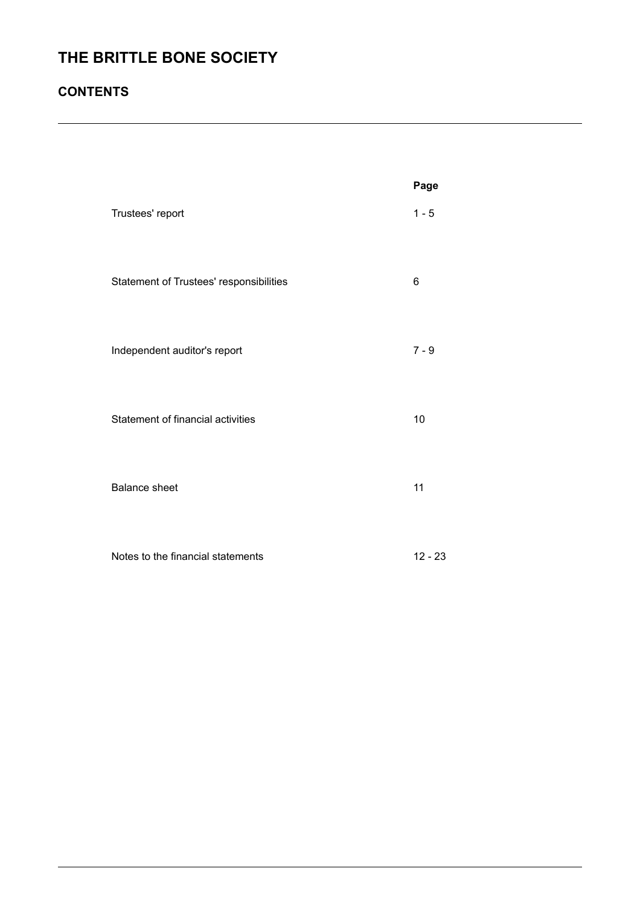# THE BRITTLE BONE SOCIETY

## CONTENTS

| | Page |
|---|---|
| Trustees' report | 1 - 5 |
| Statement of Trustees' responsibilities | 6 |
| Independent auditor's report | 7 - 9 |
| Statement of financial activities | 10 |
| Balance sheet | 11 |
| Notes to the financial statements | 12 - 23 |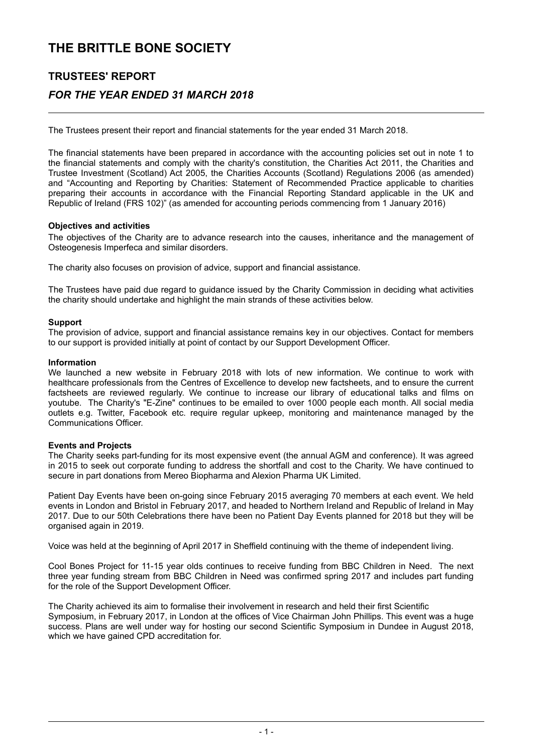# THE BRITTLE BONE SOCIETY

## TRUSTEES' REPORT

### *FOR THE YEAR ENDED 31 MARCH 2018*

The Trustees present their report and financial statements for the year ended 31 March 2018.

The financial statements have been prepared in accordance with the accounting policies set out in note 1 to the financial statements and comply with the charity's constitution, the Charities Act 2011, the Charities and Trustee Investment (Scotland) Act 2005, the Charities Accounts (Scotland) Regulations 2006 (as amended) and "Accounting and Reporting by Charities: Statement of Recommended Practice applicable to charities preparing their accounts in accordance with the Financial Reporting Standard applicable in the UK and Republic of Ireland (FRS 102)" (as amended for accounting periods commencing from 1 January 2016)

**Objectives and activities**

The objectives of the Charity are to advance research into the causes, inheritance and the management of Osteogenesis Imperfeca and similar disorders.

The charity also focuses on provision of advice, support and financial assistance.

The Trustees have paid due regard to guidance issued by the Charity Commission in deciding what activities the charity should undertake and highlight the main strands of these activities below.

**Support**

The provision of advice, support and financial assistance remains key in our objectives. Contact for members to our support is provided initially at point of contact by our Support Development Officer.

**Information**

We launched a new website in February 2018 with lots of new information. We continue to work with healthcare professionals from the Centres of Excellence to develop new factsheets, and to ensure the current factsheets are reviewed regularly. We continue to increase our library of educational talks and films on youtube. The Charity's "E-Zine" continues to be emailed to over 1000 people each month. All social media outlets e.g. Twitter, Facebook etc. require regular upkeep, monitoring and maintenance managed by the Communications Officer.

**Events and Projects**

The Charity seeks part-funding for its most expensive event (the annual AGM and conference). It was agreed in 2015 to seek out corporate funding to address the shortfall and cost to the Charity. We have continued to secure in part donations from Mereo Biopharma and Alexion Pharma UK Limited.

Patient Day Events have been on-going since February 2015 averaging 70 members at each event. We held events in London and Bristol in February 2017, and headed to Northern Ireland and Republic of Ireland in May 2017. Due to our 50th Celebrations there have been no Patient Day Events planned for 2018 but they will be organised again in 2019.

Voice was held at the beginning of April 2017 in Sheffield continuing with the theme of independent living.

Cool Bones Project for 11-15 year olds continues to receive funding from BBC Children in Need. The next three year funding stream from BBC Children in Need was confirmed spring 2017 and includes part funding for the role of the Support Development Officer.

The Charity achieved its aim to formalise their involvement in research and held their first Scientific Symposium, in February 2017, in London at the offices of Vice Chairman John Phillips. This event was a huge success. Plans are well under way for hosting our second Scientific Symposium in Dundee in August 2018, which we have gained CPD accreditation for.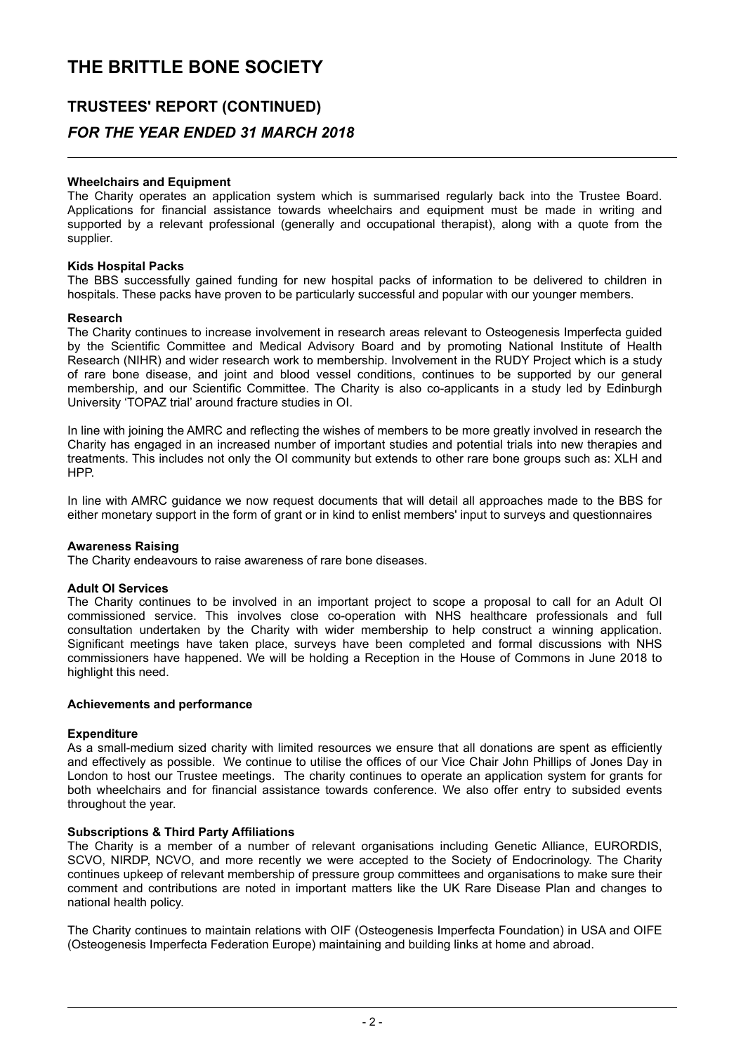# THE BRITTLE BONE SOCIETY

## TRUSTEES' REPORT (CONTINUED)

### *FOR THE YEAR ENDED 31 MARCH 2018*

**Wheelchairs and Equipment**
The Charity operates an application system which is summarised regularly back into the Trustee Board. Applications for financial assistance towards wheelchairs and equipment must be made in writing and supported by a relevant professional (generally and occupational therapist), along with a quote from the supplier.

**Kids Hospital Packs**
The BBS successfully gained funding for new hospital packs of information to be delivered to children in hospitals. These packs have proven to be particularly successful and popular with our younger members.

**Research**
The Charity continues to increase involvement in research areas relevant to Osteogenesis Imperfecta guided by the Scientific Committee and Medical Advisory Board and by promoting National Institute of Health Research (NIHR) and wider research work to membership. Involvement in the RUDY Project which is a study of rare bone disease, and joint and blood vessel conditions, continues to be supported by our general membership, and our Scientific Committee. The Charity is also co-applicants in a study led by Edinburgh University 'TOPAZ trial' around fracture studies in OI.

In line with joining the AMRC and reflecting the wishes of members to be more greatly involved in research the Charity has engaged in an increased number of important studies and potential trials into new therapies and treatments. This includes not only the OI community but extends to other rare bone groups such as: XLH and HPP.

In line with AMRC guidance we now request documents that will detail all approaches made to the BBS for either monetary support in the form of grant or in kind to enlist members' input to surveys and questionnaires

**Awareness Raising**
The Charity endeavours to raise awareness of rare bone diseases.

**Adult OI Services**
The Charity continues to be involved in an important project to scope a proposal to call for an Adult OI commissioned service. This involves close co-operation with NHS healthcare professionals and full consultation undertaken by the Charity with wider membership to help construct a winning application. Significant meetings have taken place, surveys have been completed and formal discussions with NHS commissioners have happened. We will be holding a Reception in the House of Commons in June 2018 to highlight this need.

**Achievements and performance**

**Expenditure**
As a small-medium sized charity with limited resources we ensure that all donations are spent as efficiently and effectively as possible. We continue to utilise the offices of our Vice Chair John Phillips of Jones Day in London to host our Trustee meetings. The charity continues to operate an application system for grants for both wheelchairs and for financial assistance towards conference. We also offer entry to subsided events throughout the year.

**Subscriptions & Third Party Affiliations**
The Charity is a member of a number of relevant organisations including Genetic Alliance, EURORDIS, SCVO, NIRDP, NCVO, and more recently we were accepted to the Society of Endocrinology. The Charity continues upkeep of relevant membership of pressure group committees and organisations to make sure their comment and contributions are noted in important matters like the UK Rare Disease Plan and changes to national health policy.

The Charity continues to maintain relations with OIF (Osteogenesis Imperfecta Foundation) in USA and OIFE (Osteogenesis Imperfecta Federation Europe) maintaining and building links at home and abroad.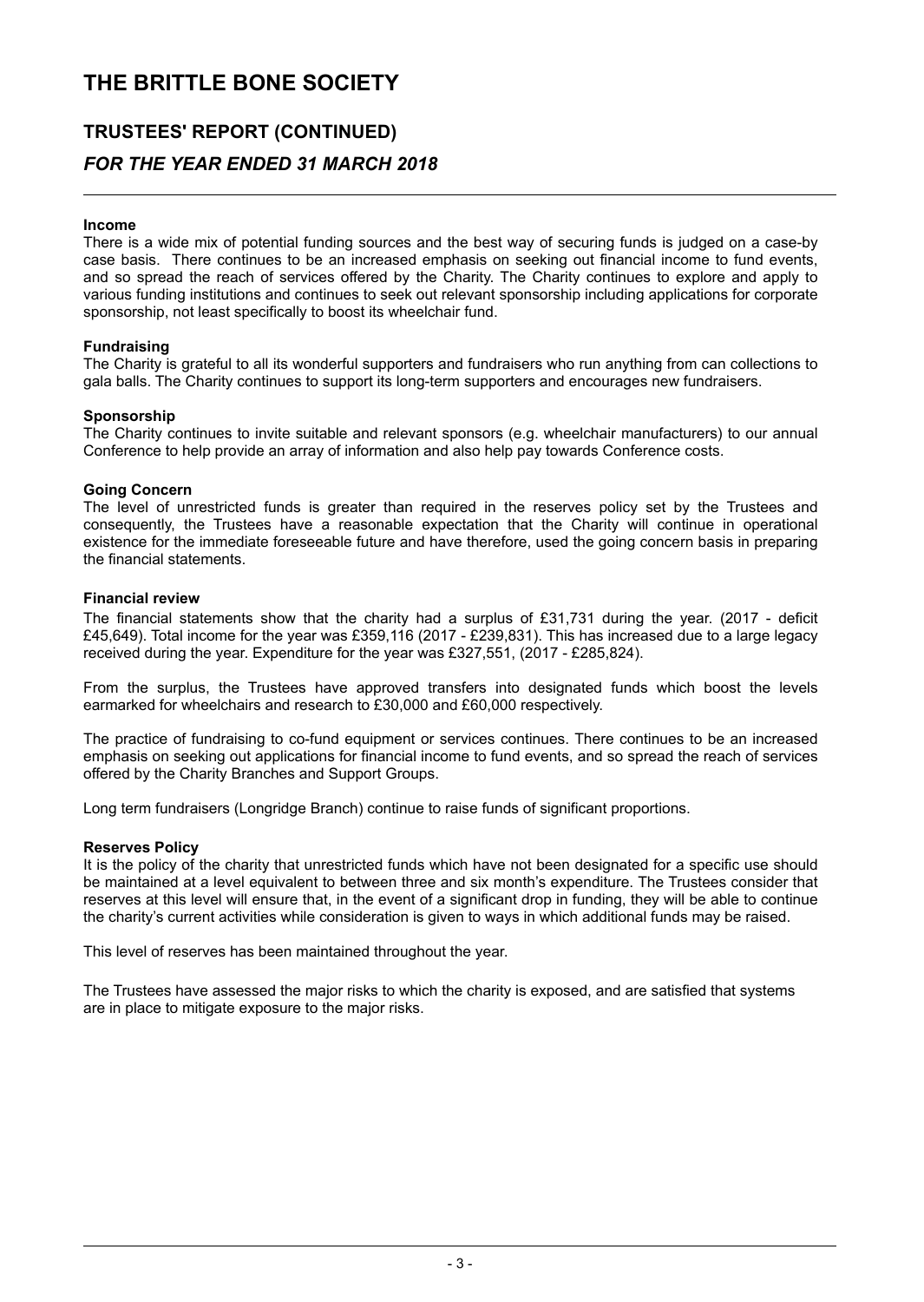# THE BRITTLE BONE SOCIETY

## TRUSTEES' REPORT (CONTINUED)

### *FOR THE YEAR ENDED 31 MARCH 2018*

**Income**

There is a wide mix of potential funding sources and the best way of securing funds is judged on a case-by case basis. There continues to be an increased emphasis on seeking out financial income to fund events, and so spread the reach of services offered by the Charity. The Charity continues to explore and apply to various funding institutions and continues to seek out relevant sponsorship including applications for corporate sponsorship, not least specifically to boost its wheelchair fund.

**Fundraising**

The Charity is grateful to all its wonderful supporters and fundraisers who run anything from can collections to gala balls. The Charity continues to support its long-term supporters and encourages new fundraisers.

**Sponsorship**

The Charity continues to invite suitable and relevant sponsors (e.g. wheelchair manufacturers) to our annual Conference to help provide an array of information and also help pay towards Conference costs.

**Going Concern**

The level of unrestricted funds is greater than required in the reserves policy set by the Trustees and consequently, the Trustees have a reasonable expectation that the Charity will continue in operational existence for the immediate foreseeable future and have therefore, used the going concern basis in preparing the financial statements.

**Financial review**

The financial statements show that the charity had a surplus of £31,731 during the year. (2017 - deficit £45,649). Total income for the year was £359,116 (2017 - £239,831). This has increased due to a large legacy received during the year. Expenditure for the year was £327,551, (2017 - £285,824).

From the surplus, the Trustees have approved transfers into designated funds which boost the levels earmarked for wheelchairs and research to £30,000 and £60,000 respectively.

The practice of fundraising to co-fund equipment or services continues. There continues to be an increased emphasis on seeking out applications for financial income to fund events, and so spread the reach of services offered by the Charity Branches and Support Groups.

Long term fundraisers (Longridge Branch) continue to raise funds of significant proportions.

**Reserves Policy**

It is the policy of the charity that unrestricted funds which have not been designated for a specific use should be maintained at a level equivalent to between three and six month's expenditure. The Trustees consider that reserves at this level will ensure that, in the event of a significant drop in funding, they will be able to continue the charity's current activities while consideration is given to ways in which additional funds may be raised.

This level of reserves has been maintained throughout the year.

The Trustees have assessed the major risks to which the charity is exposed, and are satisfied that systems are in place to mitigate exposure to the major risks.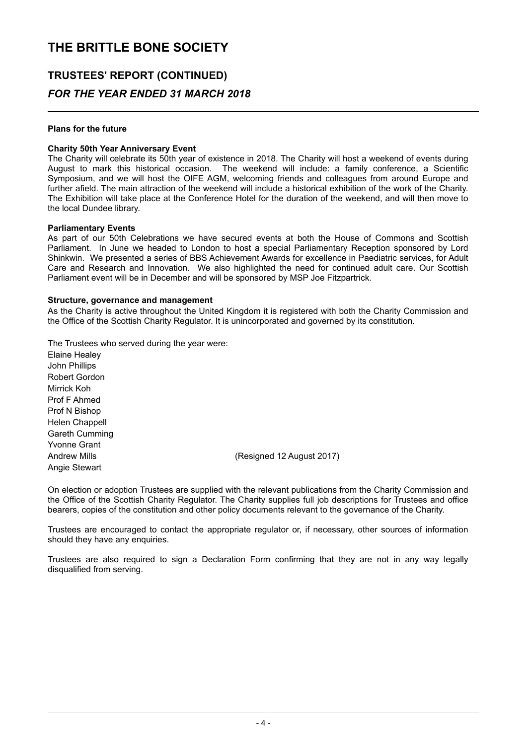# THE BRITTLE BONE SOCIETY

## TRUSTEES' REPORT (CONTINUED)

### *FOR THE YEAR ENDED 31 MARCH 2018*

**Plans for the future**

**Charity 50th Year Anniversary Event**

The Charity will celebrate its 50th year of existence in 2018. The Charity will host a weekend of events during August to mark this historical occasion. The weekend will include: a family conference, a Scientific Symposium, and we will host the OIFE AGM, welcoming friends and colleagues from around Europe and further afield. The main attraction of the weekend will include a historical exhibition of the work of the Charity. The Exhibition will take place at the Conference Hotel for the duration of the weekend, and will then move to the local Dundee library.

**Parliamentary Events**

As part of our 50th Celebrations we have secured events at both the House of Commons and Scottish Parliament. In June we headed to London to host a special Parliamentary Reception sponsored by Lord Shinkwin. We presented a series of BBS Achievement Awards for excellence in Paediatric services, for Adult Care and Research and Innovation. We also highlighted the need for continued adult care. Our Scottish Parliament event will be in December and will be sponsored by MSP Joe Fitzpartrick.

**Structure, governance and management**

As the Charity is active throughout the United Kingdom it is registered with both the Charity Commission and the Office of the Scottish Charity Regulator. It is unincorporated and governed by its constitution.

The Trustees who served during the year were:

Elaine Healey
John Phillips
Robert Gordon
Mirrick Koh
Prof F Ahmed
Prof N Bishop
Helen Chappell
Gareth Cumming
Yvonne Grant
Andrew Mills (Resigned 12 August 2017)
Angie Stewart

On election or adoption Trustees are supplied with the relevant publications from the Charity Commission and the Office of the Scottish Charity Regulator. The Charity supplies full job descriptions for Trustees and office bearers, copies of the constitution and other policy documents relevant to the governance of the Charity.

Trustees are encouraged to contact the appropriate regulator or, if necessary, other sources of information should they have any enquiries.

Trustees are also required to sign a Declaration Form confirming that they are not in any way legally disqualified from serving.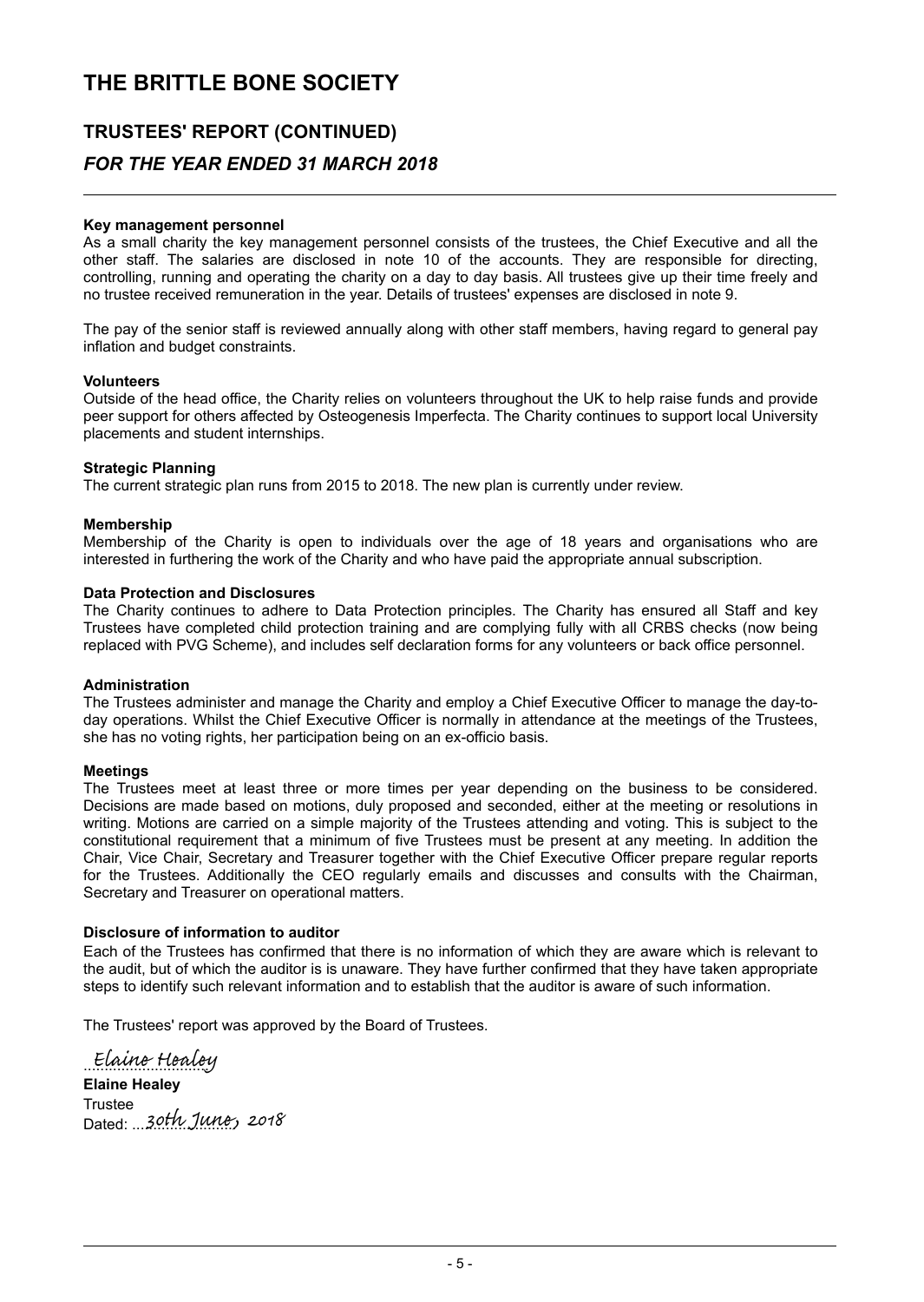# THE BRITTLE BONE SOCIETY

## TRUSTEES' REPORT (CONTINUED)

## *FOR THE YEAR ENDED 31 MARCH 2018*

**Key management personnel**

As a small charity the key management personnel consists of the trustees, the Chief Executive and all the other staff. The salaries are disclosed in note 10 of the accounts. They are responsible for directing, controlling, running and operating the charity on a day to day basis. All trustees give up their time freely and no trustee received remuneration in the year. Details of trustees' expenses are disclosed in note 9.

The pay of the senior staff is reviewed annually along with other staff members, having regard to general pay inflation and budget constraints.

**Volunteers**

Outside of the head office, the Charity relies on volunteers throughout the UK to help raise funds and provide peer support for others affected by Osteogenesis Imperfecta. The Charity continues to support local University placements and student internships.

**Strategic Planning**

The current strategic plan runs from 2015 to 2018. The new plan is currently under review.

**Membership**

Membership of the Charity is open to individuals over the age of 18 years and organisations who are interested in furthering the work of the Charity and who have paid the appropriate annual subscription.

**Data Protection and Disclosures**

The Charity continues to adhere to Data Protection principles. The Charity has ensured all Staff and key Trustees have completed child protection training and are complying fully with all CRBS checks (now being replaced with PVG Scheme), and includes self declaration forms for any volunteers or back office personnel.

**Administration**

The Trustees administer and manage the Charity and employ a Chief Executive Officer to manage the day-to-day operations. Whilst the Chief Executive Officer is normally in attendance at the meetings of the Trustees, she has no voting rights, her participation being on an ex-officio basis.

**Meetings**

The Trustees meet at least three or more times per year depending on the business to be considered. Decisions are made based on motions, duly proposed and seconded, either at the meeting or resolutions in writing. Motions are carried on a simple majority of the Trustees attending and voting. This is subject to the constitutional requirement that a minimum of five Trustees must be present at any meeting. In addition the Chair, Vice Chair, Secretary and Treasurer together with the Chief Executive Officer prepare regular reports for the Trustees. Additionally the CEO regularly emails and discusses and consults with the Chairman, Secretary and Treasurer on operational matters.

**Disclosure of information to auditor**

Each of the Trustees has confirmed that there is no information of which they are aware which is relevant to the audit, but of which the auditor is is unaware. They have further confirmed that they have taken appropriate steps to identify such relevant information and to establish that the auditor is aware of such information.

The Trustees' report was approved by the Board of Trustees.

Elaine Healey

**Elaine Healey**
Trustee
Dated: 30th June, 2018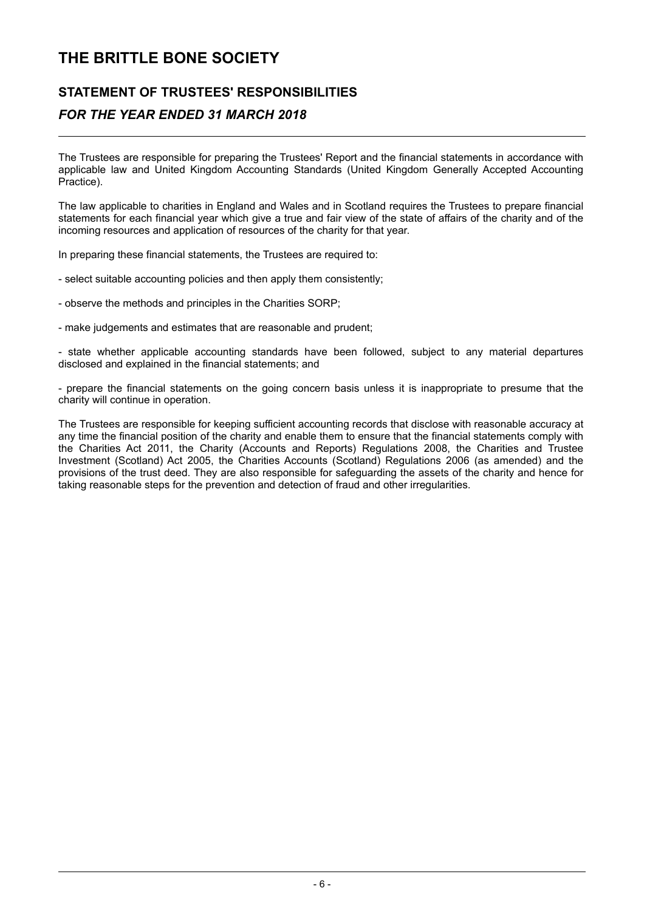# THE BRITTLE BONE SOCIETY

## STATEMENT OF TRUSTEES' RESPONSIBILITIES

### *FOR THE YEAR ENDED 31 MARCH 2018*

The Trustees are responsible for preparing the Trustees' Report and the financial statements in accordance with applicable law and United Kingdom Accounting Standards (United Kingdom Generally Accepted Accounting Practice).

The law applicable to charities in England and Wales and in Scotland requires the Trustees to prepare financial statements for each financial year which give a true and fair view of the state of affairs of the charity and of the incoming resources and application of resources of the charity for that year.

In preparing these financial statements, the Trustees are required to:

- select suitable accounting policies and then apply them consistently;

- observe the methods and principles in the Charities SORP;

- make judgements and estimates that are reasonable and prudent;

- state whether applicable accounting standards have been followed, subject to any material departures disclosed and explained in the financial statements; and

- prepare the financial statements on the going concern basis unless it is inappropriate to presume that the charity will continue in operation.

The Trustees are responsible for keeping sufficient accounting records that disclose with reasonable accuracy at any time the financial position of the charity and enable them to ensure that the financial statements comply with the Charities Act 2011, the Charity (Accounts and Reports) Regulations 2008, the Charities and Trustee Investment (Scotland) Act 2005, the Charities Accounts (Scotland) Regulations 2006 (as amended) and the provisions of the trust deed. They are also responsible for safeguarding the assets of the charity and hence for taking reasonable steps for the prevention and detection of fraud and other irregularities.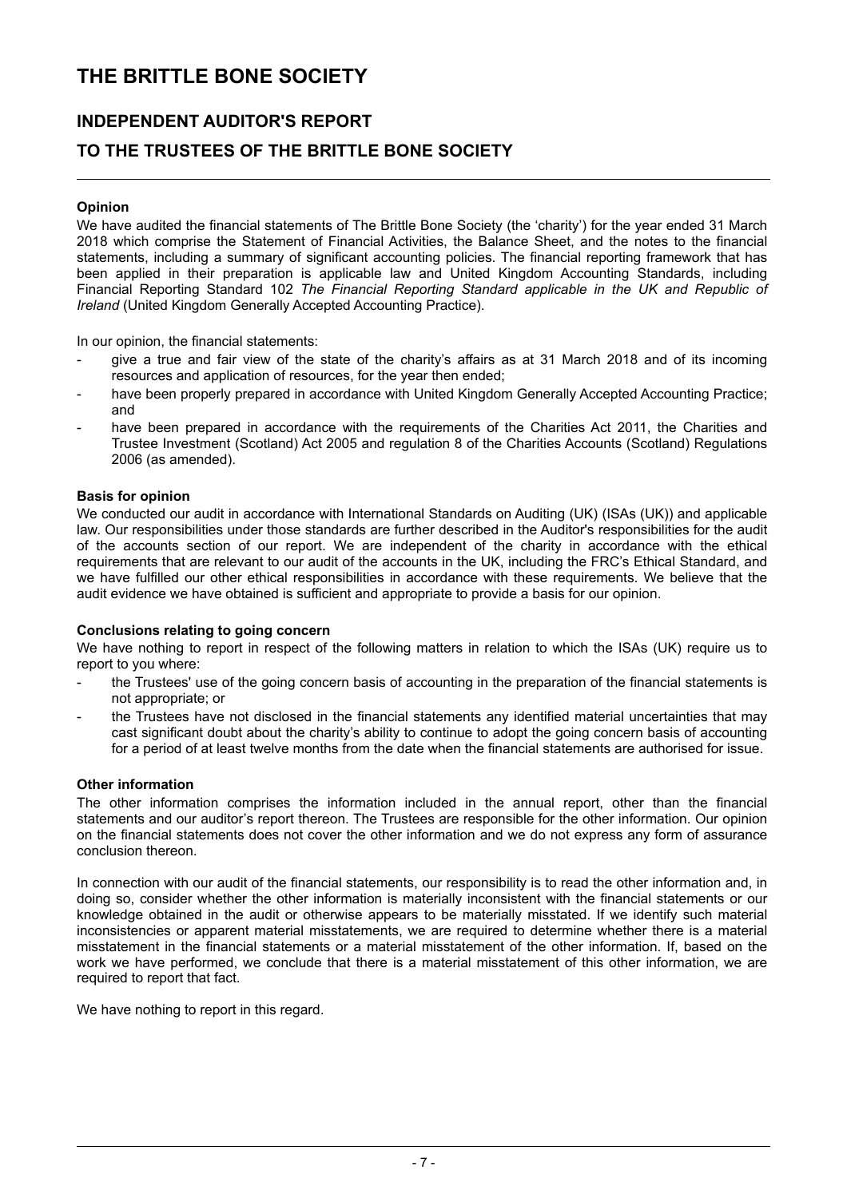# THE BRITTLE BONE SOCIETY

## INDEPENDENT AUDITOR'S REPORT

## TO THE TRUSTEES OF THE BRITTLE BONE SOCIETY

**Opinion**

We have audited the financial statements of The Brittle Bone Society (the 'charity') for the year ended 31 March 2018 which comprise the Statement of Financial Activities, the Balance Sheet, and the notes to the financial statements, including a summary of significant accounting policies. The financial reporting framework that has been applied in their preparation is applicable law and United Kingdom Accounting Standards, including Financial Reporting Standard 102 *The Financial Reporting Standard applicable in the UK and Republic of Ireland* (United Kingdom Generally Accepted Accounting Practice).

In our opinion, the financial statements:

- give a true and fair view of the state of the charity's affairs as at 31 March 2018 and of its incoming resources and application of resources, for the year then ended;
- have been properly prepared in accordance with United Kingdom Generally Accepted Accounting Practice; and
- have been prepared in accordance with the requirements of the Charities Act 2011, the Charities and Trustee Investment (Scotland) Act 2005 and regulation 8 of the Charities Accounts (Scotland) Regulations 2006 (as amended).

**Basis for opinion**

We conducted our audit in accordance with International Standards on Auditing (UK) (ISAs (UK)) and applicable law. Our responsibilities under those standards are further described in the Auditor's responsibilities for the audit of the accounts section of our report. We are independent of the charity in accordance with the ethical requirements that are relevant to our audit of the accounts in the UK, including the FRC's Ethical Standard, and we have fulfilled our other ethical responsibilities in accordance with these requirements. We believe that the audit evidence we have obtained is sufficient and appropriate to provide a basis for our opinion.

**Conclusions relating to going concern**

We have nothing to report in respect of the following matters in relation to which the ISAs (UK) require us to report to you where:

- the Trustees' use of the going concern basis of accounting in the preparation of the financial statements is not appropriate; or
- the Trustees have not disclosed in the financial statements any identified material uncertainties that may cast significant doubt about the charity's ability to continue to adopt the going concern basis of accounting for a period of at least twelve months from the date when the financial statements are authorised for issue.

**Other information**

The other information comprises the information included in the annual report, other than the financial statements and our auditor's report thereon. The Trustees are responsible for the other information. Our opinion on the financial statements does not cover the other information and we do not express any form of assurance conclusion thereon.

In connection with our audit of the financial statements, our responsibility is to read the other information and, in doing so, consider whether the other information is materially inconsistent with the financial statements or our knowledge obtained in the audit or otherwise appears to be materially misstated. If we identify such material inconsistencies or apparent material misstatements, we are required to determine whether there is a material misstatement in the financial statements or a material misstatement of the other information. If, based on the work we have performed, we conclude that there is a material misstatement of this other information, we are required to report that fact.

We have nothing to report in this regard.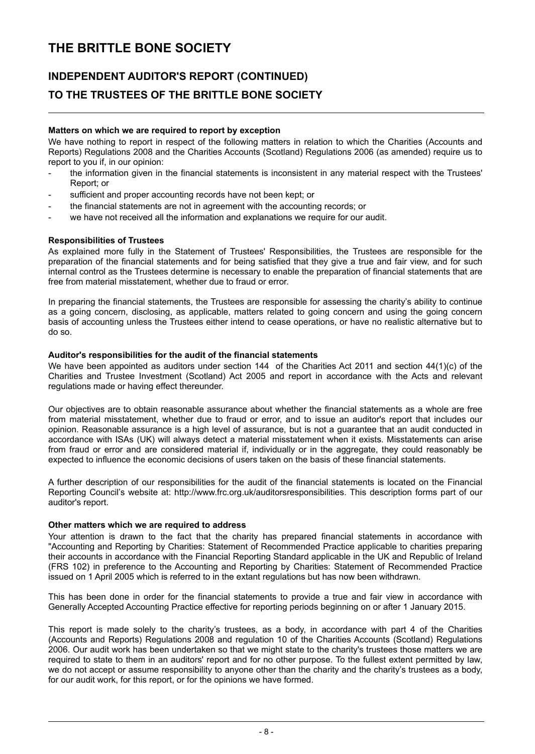# THE BRITTLE BONE SOCIETY

## INDEPENDENT AUDITOR'S REPORT (CONTINUED)

## TO THE TRUSTEES OF THE BRITTLE BONE SOCIETY

**Matters on which we are required to report by exception**

We have nothing to report in respect of the following matters in relation to which the Charities (Accounts and Reports) Regulations 2008 and the Charities Accounts (Scotland) Regulations 2006 (as amended) require us to report to you if, in our opinion:

- the information given in the financial statements is inconsistent in any material respect with the Trustees' Report; or
- sufficient and proper accounting records have not been kept; or
- the financial statements are not in agreement with the accounting records; or
- we have not received all the information and explanations we require for our audit.

**Responsibilities of Trustees**

As explained more fully in the Statement of Trustees' Responsibilities, the Trustees are responsible for the preparation of the financial statements and for being satisfied that they give a true and fair view, and for such internal control as the Trustees determine is necessary to enable the preparation of financial statements that are free from material misstatement, whether due to fraud or error.

In preparing the financial statements, the Trustees are responsible for assessing the charity's ability to continue as a going concern, disclosing, as applicable, matters related to going concern and using the going concern basis of accounting unless the Trustees either intend to cease operations, or have no realistic alternative but to do so.

**Auditor's responsibilities for the audit of the financial statements**

We have been appointed as auditors under section 144 of the Charities Act 2011 and section 44(1)(c) of the Charities and Trustee Investment (Scotland) Act 2005 and report in accordance with the Acts and relevant regulations made or having effect thereunder.

Our objectives are to obtain reasonable assurance about whether the financial statements as a whole are free from material misstatement, whether due to fraud or error, and to issue an auditor's report that includes our opinion. Reasonable assurance is a high level of assurance, but is not a guarantee that an audit conducted in accordance with ISAs (UK) will always detect a material misstatement when it exists. Misstatements can arise from fraud or error and are considered material if, individually or in the aggregate, they could reasonably be expected to influence the economic decisions of users taken on the basis of these financial statements.

A further description of our responsibilities for the audit of the financial statements is located on the Financial Reporting Council's website at: http://www.frc.org.uk/auditorsresponsibilities. This description forms part of our auditor's report.

**Other matters which we are required to address**

Your attention is drawn to the fact that the charity has prepared financial statements in accordance with "Accounting and Reporting by Charities: Statement of Recommended Practice applicable to charities preparing their accounts in accordance with the Financial Reporting Standard applicable in the UK and Republic of Ireland (FRS 102) in preference to the Accounting and Reporting by Charities: Statement of Recommended Practice issued on 1 April 2005 which is referred to in the extant regulations but has now been withdrawn.

This has been done in order for the financial statements to provide a true and fair view in accordance with Generally Accepted Accounting Practice effective for reporting periods beginning on or after 1 January 2015.

This report is made solely to the charity's trustees, as a body, in accordance with part 4 of the Charities (Accounts and Reports) Regulations 2008 and regulation 10 of the Charities Accounts (Scotland) Regulations 2006. Our audit work has been undertaken so that we might state to the charity's trustees those matters we are required to state to them in an auditors' report and for no other purpose. To the fullest extent permitted by law, we do not accept or assume responsibility to anyone other than the charity and the charity's trustees as a body, for our audit work, for this report, or for the opinions we have formed.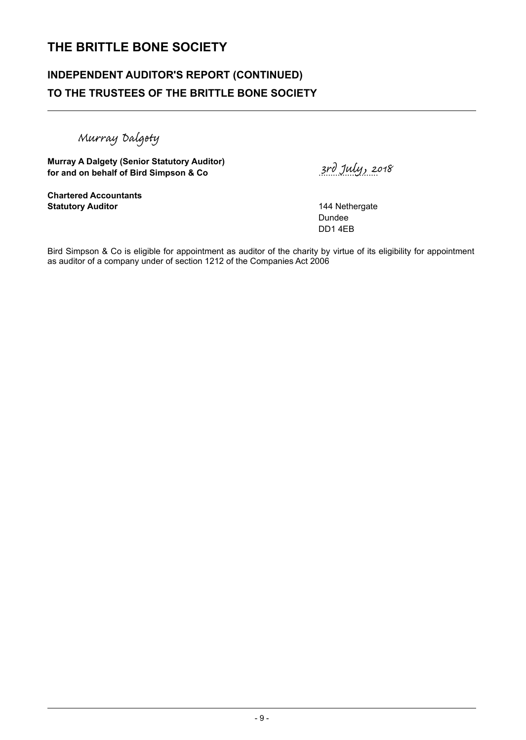# THE BRITTLE BONE SOCIETY

## INDEPENDENT AUDITOR'S REPORT (CONTINUED)
## TO THE TRUSTEES OF THE BRITTLE BONE SOCIETY

Murray Dalgety

**Murray A Dalgety (Senior Statutory Auditor)**
**for and on behalf of Bird Simpson & Co**

3rd July, 2018

**Chartered Accountants**
**Statutory Auditor**

144 Nethergate
Dundee
DD1 4EB

Bird Simpson & Co is eligible for appointment as auditor of the charity by virtue of its eligibility for appointment as auditor of a company under of section 1212 of the Companies Act 2006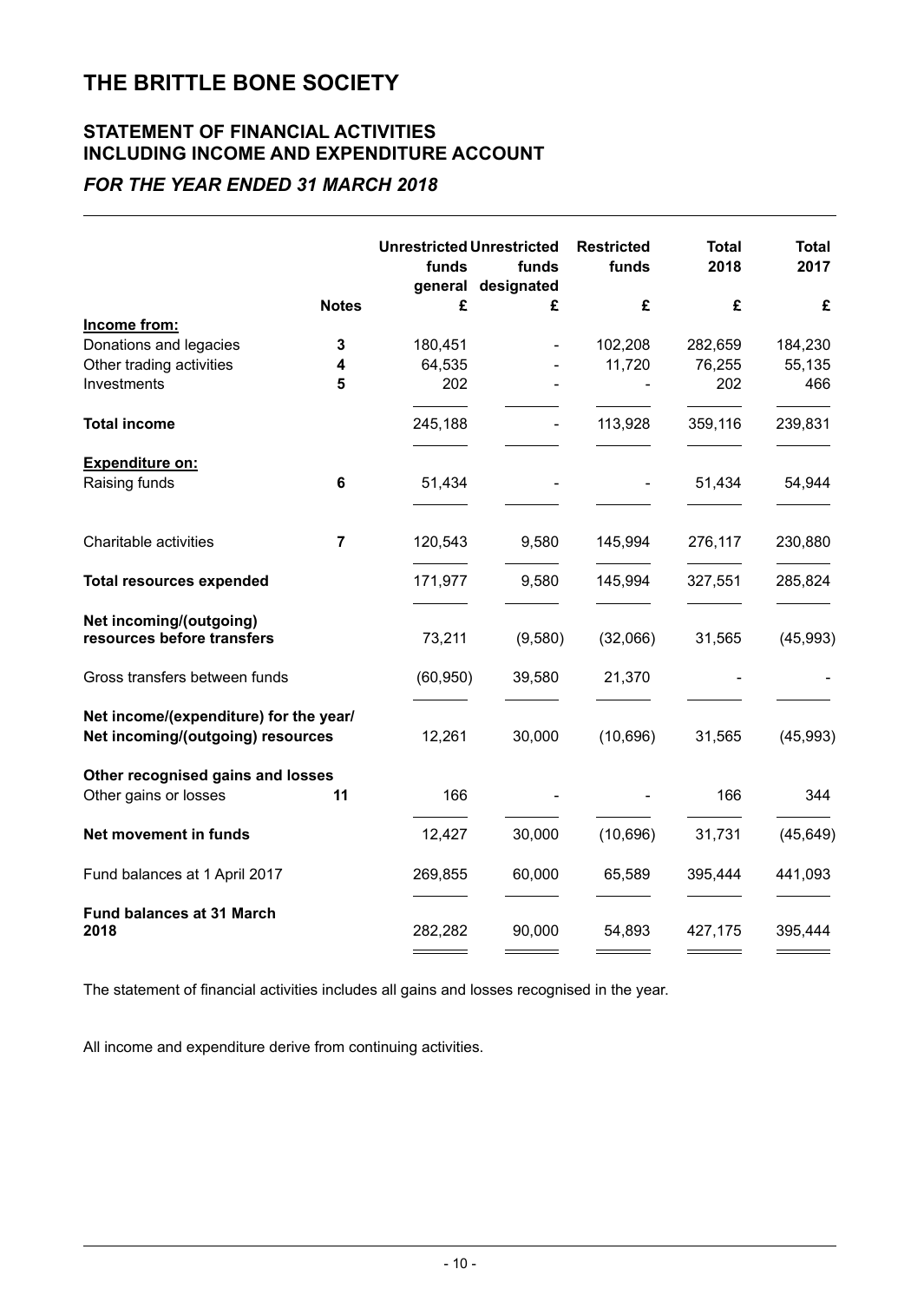# THE BRITTLE BONE SOCIETY

## STATEMENT OF FINANCIAL ACTIVITIES INCLUDING INCOME AND EXPENDITURE ACCOUNT

### *FOR THE YEAR ENDED 31 MARCH 2018*

| | Notes | Unrestricted funds general £ | Unrestricted funds designated £ | Restricted funds £ | Total 2018 £ | Total 2017 £ |
|---|---|---|---|---|---|---|
| **Income from:** | | | | | | |
| Donations and legacies | 3 | 180,451 | - | 102,208 | 282,659 | 184,230 |
| Other trading activities | 4 | 64,535 | - | 11,720 | 76,255 | 55,135 |
| Investments | 5 | 202 | - | - | 202 | 466 |
| **Total income** | | 245,188 | - | 113,928 | 359,116 | 239,831 |
| **Expenditure on:** | | | | | | |
| Raising funds | 6 | 51,434 | - | - | 51,434 | 54,944 |
| Charitable activities | 7 | 120,543 | 9,580 | 145,994 | 276,117 | 230,880 |
| **Total resources expended** | | 171,977 | 9,580 | 145,994 | 327,551 | 285,824 |
| **Net incoming/(outgoing) resources before transfers** | | 73,211 | (9,580) | (32,066) | 31,565 | (45,993) |
| Gross transfers between funds | | (60,950) | 39,580 | 21,370 | - | - |
| **Net income/(expenditure) for the year/ Net incoming/(outgoing) resources** | | 12,261 | 30,000 | (10,696) | 31,565 | (45,993) |
| **Other recognised gains and losses** | | | | | | |
| Other gains or losses | 11 | 166 | - | - | 166 | 344 |
| **Net movement in funds** | | 12,427 | 30,000 | (10,696) | 31,731 | (45,649) |
| Fund balances at 1 April 2017 | | 269,855 | 60,000 | 65,589 | 395,444 | 441,093 |
| **Fund balances at 31 March 2018** | | 282,282 | 90,000 | 54,893 | 427,175 | 395,444 |

The statement of financial activities includes all gains and losses recognised in the year.

All income and expenditure derive from continuing activities.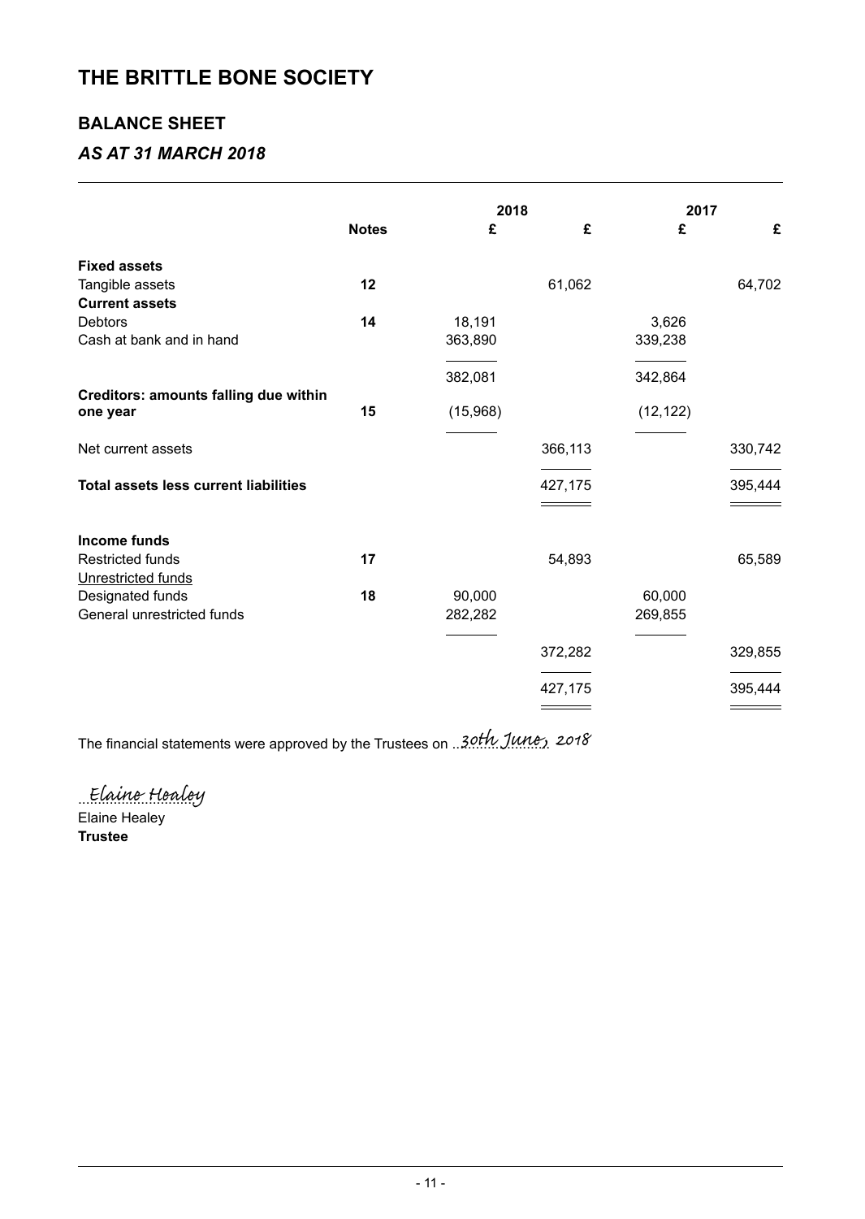# THE BRITTLE BONE SOCIETY

## BALANCE SHEET

### *AS AT 31 MARCH 2018*

| | Notes | 2018 £ | 2018 £ | 2017 £ | 2017 £ |
|---|---|---|---|---|---|
| **Fixed assets** | | | | | |
| Tangible assets | **12** | | 61,062 | | 64,702 |
| **Current assets** | | | | | |
| Debtors | **14** | 18,191 | | 3,626 | |
| Cash at bank and in hand | | 363,890 | | 339,238 | |
| | | 382,081 | | 342,864 | |
| **Creditors: amounts falling due within one year** | **15** | (15,968) | | (12,122) | |
| Net current assets | | | 366,113 | | 330,742 |
| **Total assets less current liabilities** | | | 427,175 | | 395,444 |
| **Income funds** | | | | | |
| Restricted funds | **17** | | 54,893 | | 65,589 |
| Unrestricted funds | | | | | |
| Designated funds | **18** | 90,000 | | 60,000 | |
| General unrestricted funds | | 282,282 | | 269,855 | |
| | | | 372,282 | | 329,855 |
| | | | 427,175 | | 395,444 |

The financial statements were approved by the Trustees on 30th June, 2018

Elaine Healey

Elaine Healey
**Trustee**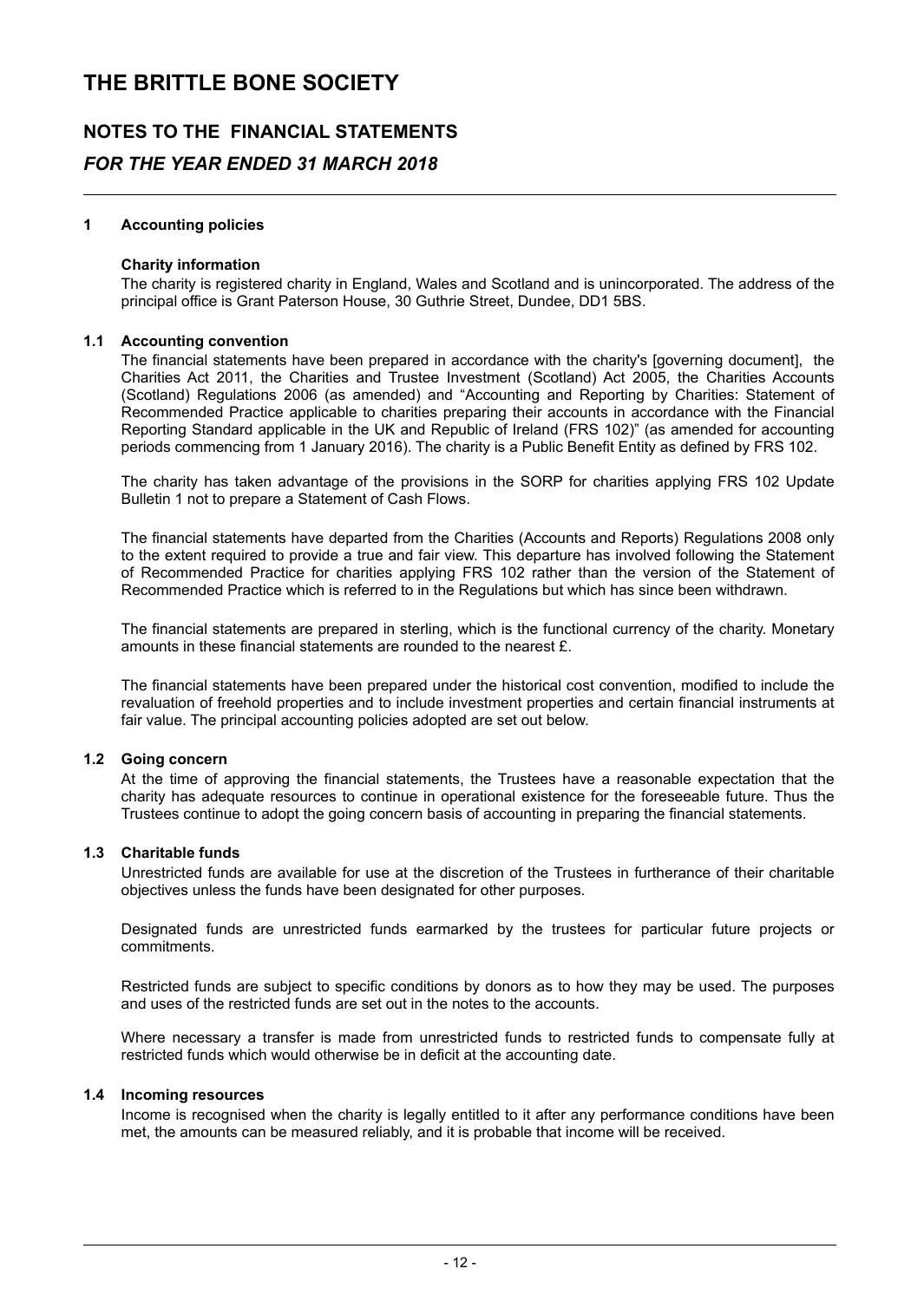# THE BRITTLE BONE SOCIETY

## NOTES TO THE FINANCIAL STATEMENTS

### *FOR THE YEAR ENDED 31 MARCH 2018*

---

**1 Accounting policies**

**Charity information**

The charity is registered charity in England, Wales and Scotland and is unincorporated. The address of the principal office is Grant Paterson House, 30 Guthrie Street, Dundee, DD1 5BS.

**1.1 Accounting convention**

The financial statements have been prepared in accordance with the charity's [governing document], the Charities Act 2011, the Charities and Trustee Investment (Scotland) Act 2005, the Charities Accounts (Scotland) Regulations 2006 (as amended) and "Accounting and Reporting by Charities: Statement of Recommended Practice applicable to charities preparing their accounts in accordance with the Financial Reporting Standard applicable in the UK and Republic of Ireland (FRS 102)" (as amended for accounting periods commencing from 1 January 2016). The charity is a Public Benefit Entity as defined by FRS 102.

The charity has taken advantage of the provisions in the SORP for charities applying FRS 102 Update Bulletin 1 not to prepare a Statement of Cash Flows.

The financial statements have departed from the Charities (Accounts and Reports) Regulations 2008 only to the extent required to provide a true and fair view. This departure has involved following the Statement of Recommended Practice for charities applying FRS 102 rather than the version of the Statement of Recommended Practice which is referred to in the Regulations but which has since been withdrawn.

The financial statements are prepared in sterling, which is the functional currency of the charity. Monetary amounts in these financial statements are rounded to the nearest £.

The financial statements have been prepared under the historical cost convention, modified to include the revaluation of freehold properties and to include investment properties and certain financial instruments at fair value. The principal accounting policies adopted are set out below.

**1.2 Going concern**

At the time of approving the financial statements, the Trustees have a reasonable expectation that the charity has adequate resources to continue in operational existence for the foreseeable future. Thus the Trustees continue to adopt the going concern basis of accounting in preparing the financial statements.

**1.3 Charitable funds**

Unrestricted funds are available for use at the discretion of the Trustees in furtherance of their charitable objectives unless the funds have been designated for other purposes.

Designated funds are unrestricted funds earmarked by the trustees for particular future projects or commitments.

Restricted funds are subject to specific conditions by donors as to how they may be used. The purposes and uses of the restricted funds are set out in the notes to the accounts.

Where necessary a transfer is made from unrestricted funds to restricted funds to compensate fully at restricted funds which would otherwise be in deficit at the accounting date.

**1.4 Incoming resources**

Income is recognised when the charity is legally entitled to it after any performance conditions have been met, the amounts can be measured reliably, and it is probable that income will be received.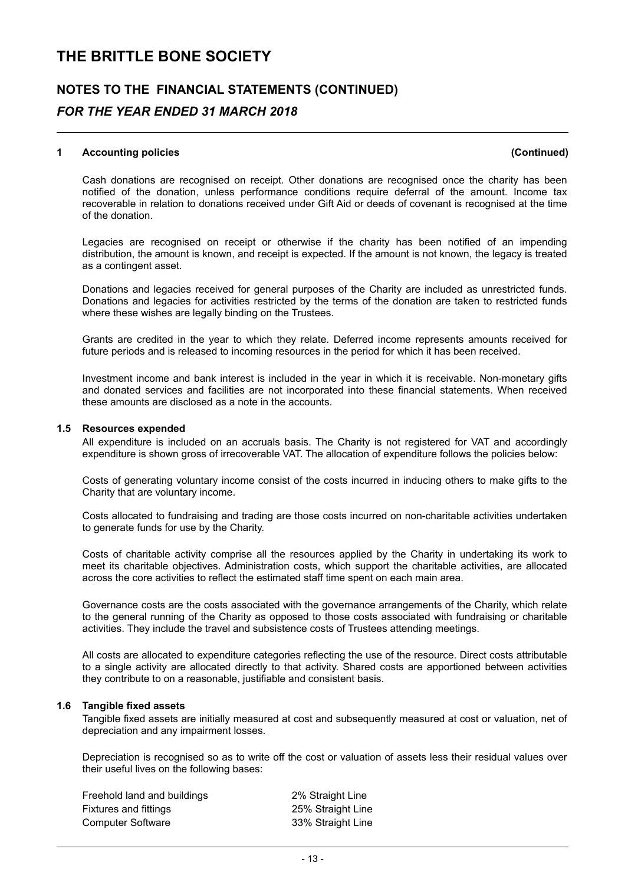# THE BRITTLE BONE SOCIETY

## NOTES TO THE FINANCIAL STATEMENTS (CONTINUED)

## *FOR THE YEAR ENDED 31 MARCH 2018*

### 1 Accounting policies (Continued)

Cash donations are recognised on receipt. Other donations are recognised once the charity has been notified of the donation, unless performance conditions require deferral of the amount. Income tax recoverable in relation to donations received under Gift Aid or deeds of covenant is recognised at the time of the donation.

Legacies are recognised on receipt or otherwise if the charity has been notified of an impending distribution, the amount is known, and receipt is expected. If the amount is not known, the legacy is treated as a contingent asset.

Donations and legacies received for general purposes of the Charity are included as unrestricted funds. Donations and legacies for activities restricted by the terms of the donation are taken to restricted funds where these wishes are legally binding on the Trustees.

Grants are credited in the year to which they relate. Deferred income represents amounts received for future periods and is released to incoming resources in the period for which it has been received.

Investment income and bank interest is included in the year in which it is receivable. Non-monetary gifts and donated services and facilities are not incorporated into these financial statements. When received these amounts are disclosed as a note in the accounts.

### 1.5 Resources expended

All expenditure is included on an accruals basis. The Charity is not registered for VAT and accordingly expenditure is shown gross of irrecoverable VAT. The allocation of expenditure follows the policies below:

Costs of generating voluntary income consist of the costs incurred in inducing others to make gifts to the Charity that are voluntary income.

Costs allocated to fundraising and trading are those costs incurred on non-charitable activities undertaken to generate funds for use by the Charity.

Costs of charitable activity comprise all the resources applied by the Charity in undertaking its work to meet its charitable objectives. Administration costs, which support the charitable activities, are allocated across the core activities to reflect the estimated staff time spent on each main area.

Governance costs are the costs associated with the governance arrangements of the Charity, which relate to the general running of the Charity as opposed to those costs associated with fundraising or charitable activities. They include the travel and subsistence costs of Trustees attending meetings.

All costs are allocated to expenditure categories reflecting the use of the resource. Direct costs attributable to a single activity are allocated directly to that activity. Shared costs are apportioned between activities they contribute to on a reasonable, justifiable and consistent basis.

### 1.6 Tangible fixed assets

Tangible fixed assets are initially measured at cost and subsequently measured at cost or valuation, net of depreciation and any impairment losses.

Depreciation is recognised so as to write off the cost or valuation of assets less their residual values over their useful lives on the following bases:

| | |
|---|---|
| Freehold land and buildings | 2% Straight Line |
| Fixtures and fittings | 25% Straight Line |
| Computer Software | 33% Straight Line |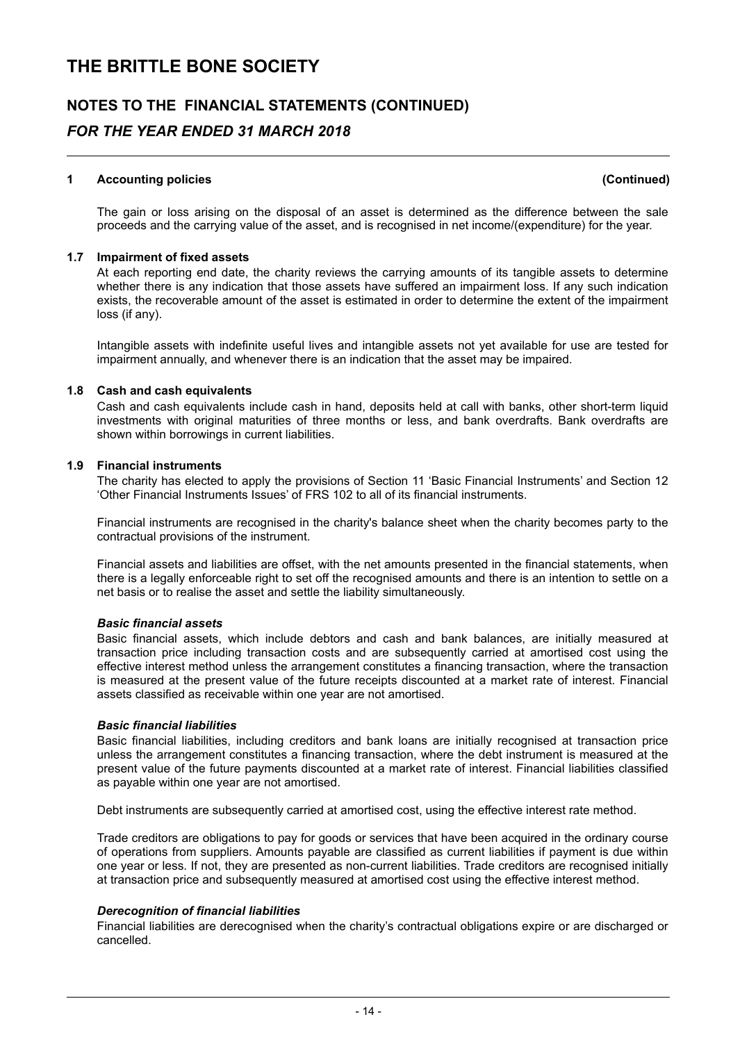## 1 Accounting policies (Continued)

The gain or loss arising on the disposal of an asset is determined as the difference between the sale proceeds and the carrying value of the asset, and is recognised in net income/(expenditure) for the year.

### 1.7 Impairment of fixed assets

At each reporting end date, the charity reviews the carrying amounts of its tangible assets to determine whether there is any indication that those assets have suffered an impairment loss. If any such indication exists, the recoverable amount of the asset is estimated in order to determine the extent of the impairment loss (if any).

Intangible assets with indefinite useful lives and intangible assets not yet available for use are tested for impairment annually, and whenever there is an indication that the asset may be impaired.

### 1.8 Cash and cash equivalents

Cash and cash equivalents include cash in hand, deposits held at call with banks, other short-term liquid investments with original maturities of three months or less, and bank overdrafts. Bank overdrafts are shown within borrowings in current liabilities.

### 1.9 Financial instruments

The charity has elected to apply the provisions of Section 11 'Basic Financial Instruments' and Section 12 'Other Financial Instruments Issues' of FRS 102 to all of its financial instruments.

Financial instruments are recognised in the charity's balance sheet when the charity becomes party to the contractual provisions of the instrument.

Financial assets and liabilities are offset, with the net amounts presented in the financial statements, when there is a legally enforceable right to set off the recognised amounts and there is an intention to settle on a net basis or to realise the asset and settle the liability simultaneously.

***Basic financial assets***

Basic financial assets, which include debtors and cash and bank balances, are initially measured at transaction price including transaction costs and are subsequently carried at amortised cost using the effective interest method unless the arrangement constitutes a financing transaction, where the transaction is measured at the present value of the future receipts discounted at a market rate of interest. Financial assets classified as receivable within one year are not amortised.

***Basic financial liabilities***

Basic financial liabilities, including creditors and bank loans are initially recognised at transaction price unless the arrangement constitutes a financing transaction, where the debt instrument is measured at the present value of the future payments discounted at a market rate of interest. Financial liabilities classified as payable within one year are not amortised.

Debt instruments are subsequently carried at amortised cost, using the effective interest rate method.

Trade creditors are obligations to pay for goods or services that have been acquired in the ordinary course of operations from suppliers. Amounts payable are classified as current liabilities if payment is due within one year or less. If not, they are presented as non-current liabilities. Trade creditors are recognised initially at transaction price and subsequently measured at amortised cost using the effective interest method.

***Derecognition of financial liabilities***

Financial liabilities are derecognised when the charity's contractual obligations expire or are discharged or cancelled.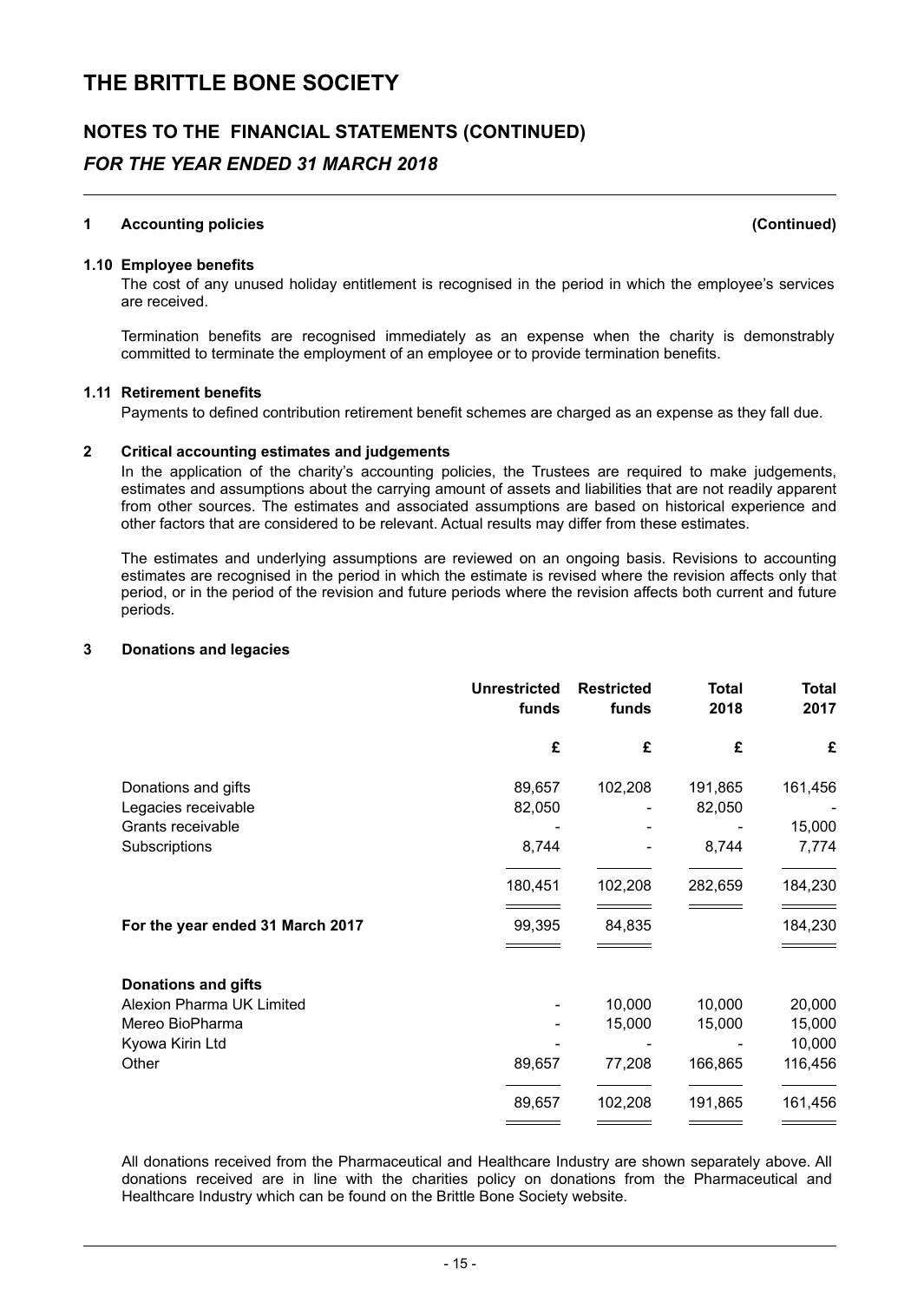# THE BRITTLE BONE SOCIETY

## NOTES TO THE FINANCIAL STATEMENTS (CONTINUED)

### *FOR THE YEAR ENDED 31 MARCH 2018*

**1 Accounting policies (Continued)**

**1.10 Employee benefits**

The cost of any unused holiday entitlement is recognised in the period in which the employee's services are received.

Termination benefits are recognised immediately as an expense when the charity is demonstrably committed to terminate the employment of an employee or to provide termination benefits.

**1.11 Retirement benefits**

Payments to defined contribution retirement benefit schemes are charged as an expense as they fall due.

**2 Critical accounting estimates and judgements**

In the application of the charity's accounting policies, the Trustees are required to make judgements, estimates and assumptions about the carrying amount of assets and liabilities that are not readily apparent from other sources. The estimates and associated assumptions are based on historical experience and other factors that are considered to be relevant. Actual results may differ from these estimates.

The estimates and underlying assumptions are reviewed on an ongoing basis. Revisions to accounting estimates are recognised in the period in which the estimate is revised where the revision affects only that period, or in the period of the revision and future periods where the revision affects both current and future periods.

**3 Donations and legacies**

| | Unrestricted funds | Restricted funds | Total 2018 | Total 2017 |
|---|---|---|---|---|
| | £ | £ | £ | £ |
| Donations and gifts | 89,657 | 102,208 | 191,865 | 161,456 |
| Legacies receivable | 82,050 | - | 82,050 | - |
| Grants receivable | - | - | - | 15,000 |
| Subscriptions | 8,744 | - | 8,744 | 7,774 |
| | 180,451 | 102,208 | 282,659 | 184,230 |
| **For the year ended 31 March 2017** | 99,395 | 84,835 | | 184,230 |
| **Donations and gifts** | | | | |
| Alexion Pharma UK Limited | - | 10,000 | 10,000 | 20,000 |
| Mereo BioPharma | - | 15,000 | 15,000 | 15,000 |
| Kyowa Kirin Ltd | - | - | - | 10,000 |
| Other | 89,657 | 77,208 | 166,865 | 116,456 |
| | 89,657 | 102,208 | 191,865 | 161,456 |

All donations received from the Pharmaceutical and Healthcare Industry are shown separately above. All donations received are in line with the charities policy on donations from the Pharmaceutical and Healthcare Industry which can be found on the Brittle Bone Society website.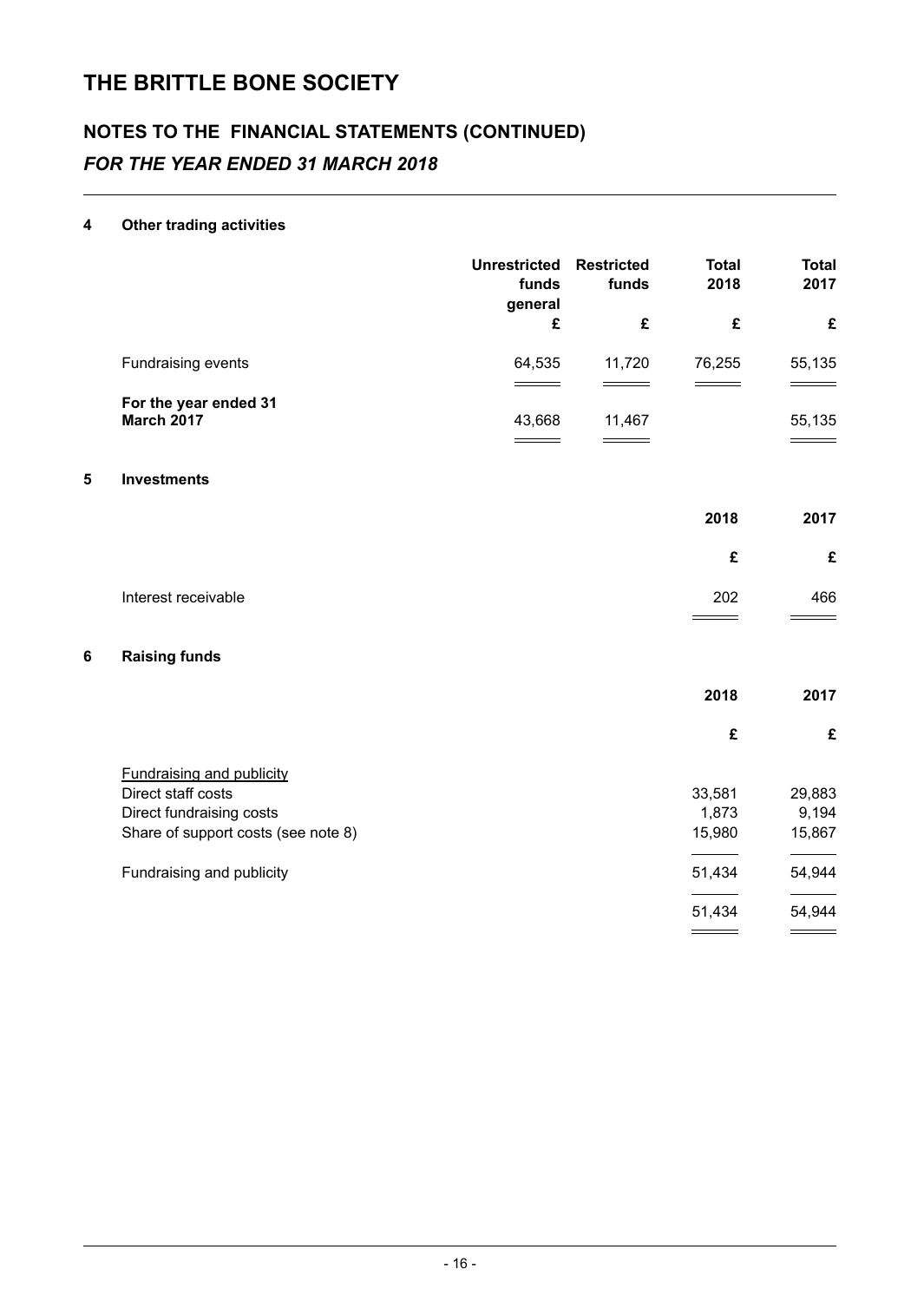# THE BRITTLE BONE SOCIETY

## NOTES TO THE FINANCIAL STATEMENTS (CONTINUED)

### *FOR THE YEAR ENDED 31 MARCH 2018*

#### 4 Other trading activities

| | Unrestricted funds general | Restricted funds | Total 2018 | Total 2017 |
|---|---|---|---|---|
| | £ | £ | £ | £ |
| Fundraising events | 64,535 | 11,720 | 76,255 | 55,135 |
| **For the year ended 31 March 2017** | 43,668 | 11,467 | | 55,135 |

#### 5 Investments

| | 2018 | 2017 |
|---|---|---|
| | £ | £ |
| Interest receivable | 202 | 466 |

#### 6 Raising funds

| | 2018 | 2017 |
|---|---|---|
| | £ | £ |
| Fundraising and publicity | | |
| Direct staff costs | 33,581 | 29,883 |
| Direct fundraising costs | 1,873 | 9,194 |
| Share of support costs (see note 8) | 15,980 | 15,867 |
| Fundraising and publicity | 51,434 | 54,944 |
| | 51,434 | 54,944 |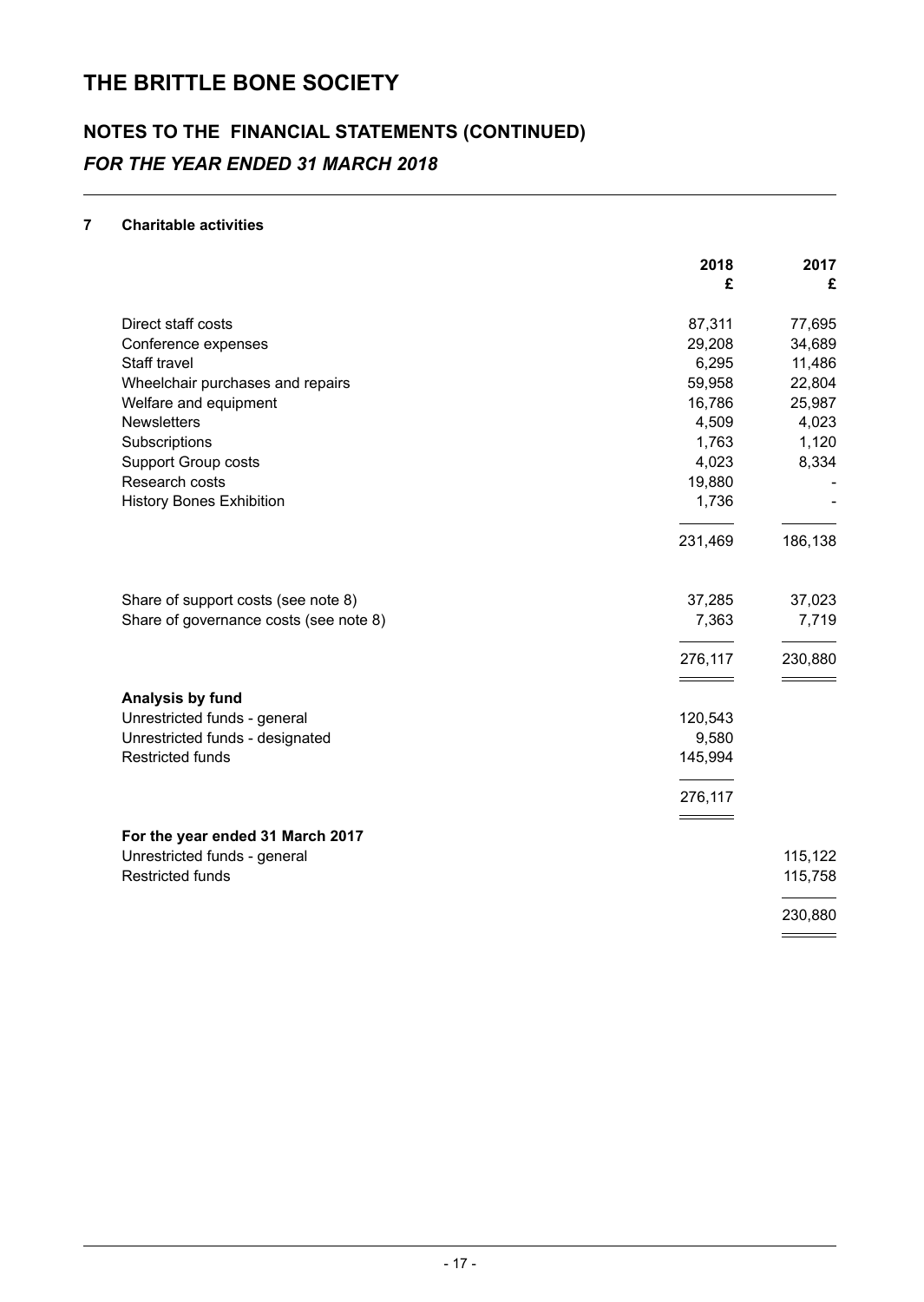# THE BRITTLE BONE SOCIETY

## NOTES TO THE FINANCIAL STATEMENTS (CONTINUED)

### *FOR THE YEAR ENDED 31 MARCH 2018*

#### 7 Charitable activities

| | 2018 £ | 2017 £ |
|---|---|---|
| Direct staff costs | 87,311 | 77,695 |
| Conference expenses | 29,208 | 34,689 |
| Staff travel | 6,295 | 11,486 |
| Wheelchair purchases and repairs | 59,958 | 22,804 |
| Welfare and equipment | 16,786 | 25,987 |
| Newsletters | 4,509 | 4,023 |
| Subscriptions | 1,763 | 1,120 |
| Support Group costs | 4,023 | 8,334 |
| Research costs | 19,880 | - |
| History Bones Exhibition | 1,736 | - |
| | 231,469 | 186,138 |
| Share of support costs (see note 8) | 37,285 | 37,023 |
| Share of governance costs (see note 8) | 7,363 | 7,719 |
| | 276,117 | 230,880 |
| **Analysis by fund** | | |
| Unrestricted funds - general | 120,543 | |
| Unrestricted funds - designated | 9,580 | |
| Restricted funds | 145,994 | |
| | 276,117 | |
| **For the year ended 31 March 2017** | | |
| Unrestricted funds - general | | 115,122 |
| Restricted funds | | 115,758 |
| | | 230,880 |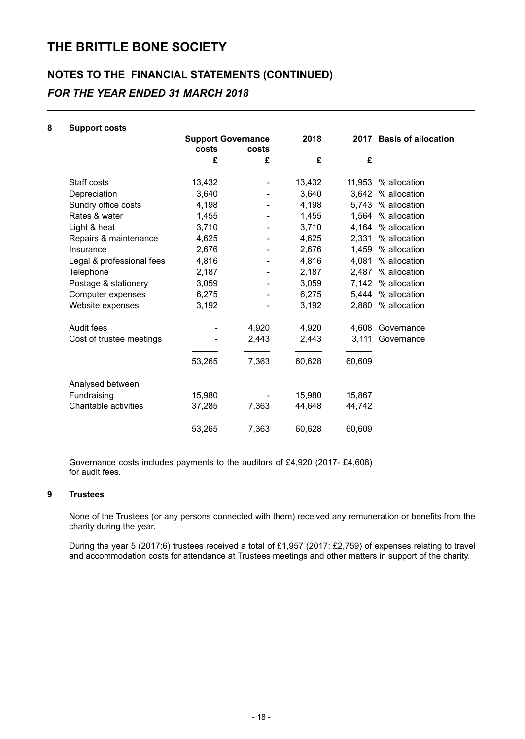# THE BRITTLE BONE SOCIETY

## NOTES TO THE FINANCIAL STATEMENTS (CONTINUED)

### *FOR THE YEAR ENDED 31 MARCH 2018*

**8 Support costs**

| | Support costs | Governance costs | 2018 | 2017 | Basis of allocation |
|---|---|---|---|---|---|
| | £ | £ | £ | £ | |
| Staff costs | 13,432 | - | 13,432 | 11,953 | % allocation |
| Depreciation | 3,640 | - | 3,640 | 3,642 | % allocation |
| Sundry office costs | 4,198 | - | 4,198 | 5,743 | % allocation |
| Rates & water | 1,455 | - | 1,455 | 1,564 | % allocation |
| Light & heat | 3,710 | - | 3,710 | 4,164 | % allocation |
| Repairs & maintenance | 4,625 | - | 4,625 | 2,331 | % allocation |
| Insurance | 2,676 | - | 2,676 | 1,459 | % allocation |
| Legal & professional fees | 4,816 | - | 4,816 | 4,081 | % allocation |
| Telephone | 2,187 | - | 2,187 | 2,487 | % allocation |
| Postage & stationery | 3,059 | - | 3,059 | 7,142 | % allocation |
| Computer expenses | 6,275 | - | 6,275 | 5,444 | % allocation |
| Website expenses | 3,192 | - | 3,192 | 2,880 | % allocation |
| Audit fees | - | 4,920 | 4,920 | 4,608 | Governance |
| Cost of trustee meetings | - | 2,443 | 2,443 | 3,111 | Governance |
| | 53,265 | 7,363 | 60,628 | 60,609 | |
| Analysed between | | | | | |
| Fundraising | 15,980 | - | 15,980 | 15,867 | |
| Charitable activities | 37,285 | 7,363 | 44,648 | 44,742 | |
| | 53,265 | 7,363 | 60,628 | 60,609 | |

Governance costs includes payments to the auditors of £4,920 (2017- £4,608) for audit fees.

**9 Trustees**

None of the Trustees (or any persons connected with them) received any remuneration or benefits from the charity during the year.

During the year 5 (2017:6) trustees received a total of £1,957 (2017: £2,759) of expenses relating to travel and accommodation costs for attendance at Trustees meetings and other matters in support of the charity.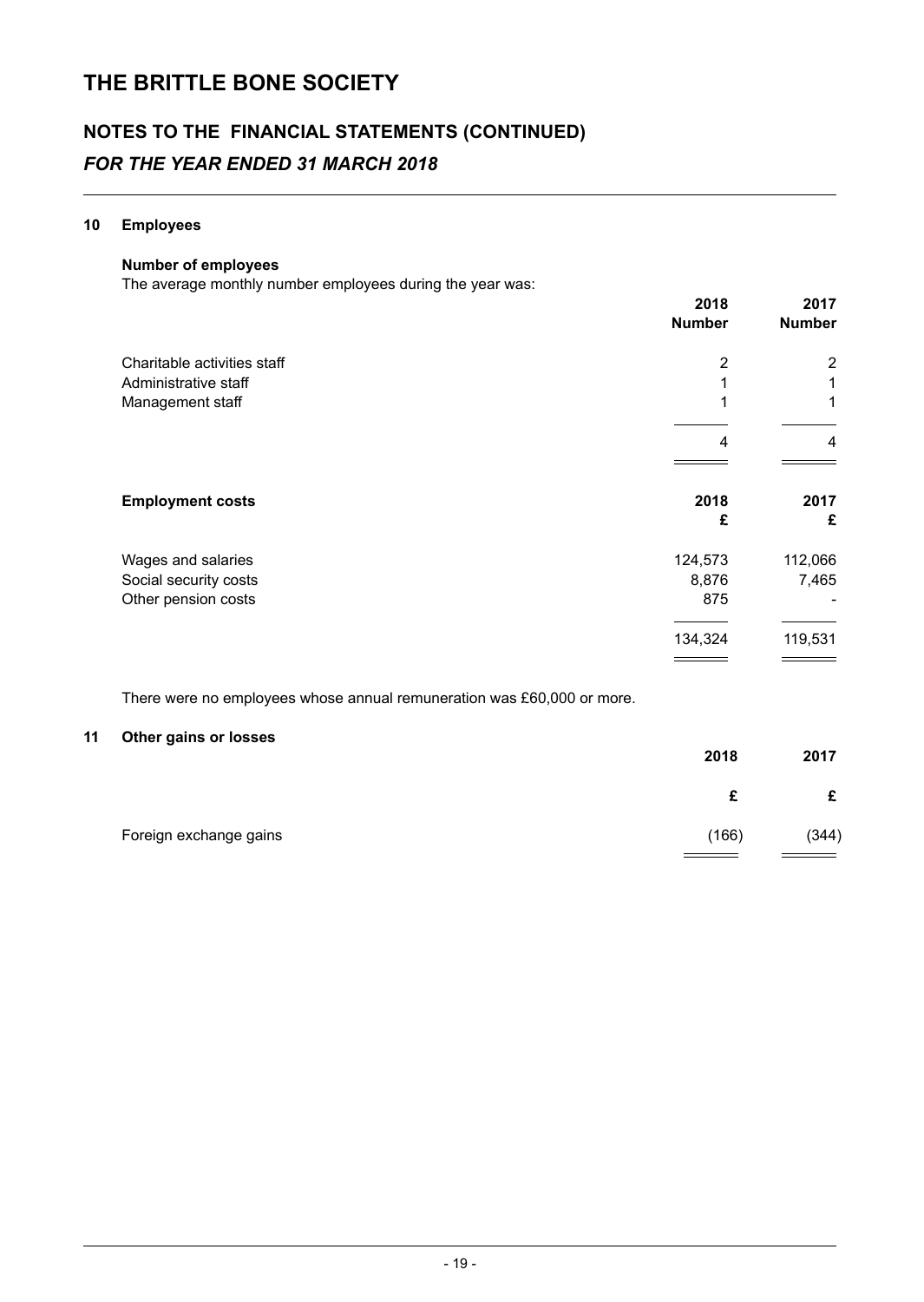# THE BRITTLE BONE SOCIETY

## NOTES TO THE FINANCIAL STATEMENTS (CONTINUED)

### *FOR THE YEAR ENDED 31 MARCH 2018*

**10 Employees**

**Number of employees**

The average monthly number employees during the year was:

| | 2018 Number | 2017 Number |
|---|---|---|
| Charitable activities staff | 2 | 2 |
| Administrative staff | 1 | 1 |
| Management staff | 1 | 1 |
| | 4 | 4 |

| **Employment costs** | 2018 £ | 2017 £ |
|---|---|---|
| Wages and salaries | 124,573 | 112,066 |
| Social security costs | 8,876 | 7,465 |
| Other pension costs | 875 | - |
| | 134,324 | 119,531 |

There were no employees whose annual remuneration was £60,000 or more.

**11 Other gains or losses**

| | 2018 £ | 2017 £ |
|---|---|---|
| Foreign exchange gains | (166) | (344) |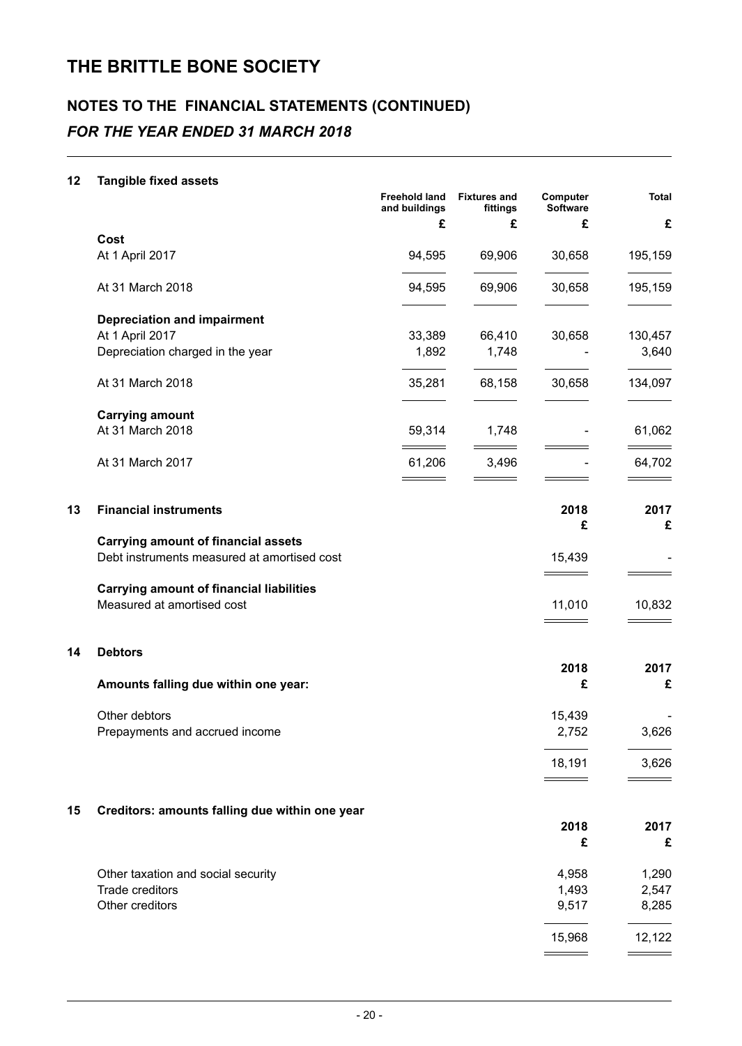# THE BRITTLE BONE SOCIETY

## NOTES TO THE FINANCIAL STATEMENTS (CONTINUED)

### *FOR THE YEAR ENDED 31 MARCH 2018*

### 12 Tangible fixed assets

| | Freehold land and buildings | Fixtures and fittings | Computer Software | Total |
|---|---|---|---|---|
| | £ | £ | £ | £ |
| **Cost** | | | | |
| At 1 April 2017 | 94,595 | 69,906 | 30,658 | 195,159 |
| At 31 March 2018 | 94,595 | 69,906 | 30,658 | 195,159 |
| **Depreciation and impairment** | | | | |
| At 1 April 2017 | 33,389 | 66,410 | 30,658 | 130,457 |
| Depreciation charged in the year | 1,892 | 1,748 | - | 3,640 |
| At 31 March 2018 | 35,281 | 68,158 | 30,658 | 134,097 |
| **Carrying amount** | | | | |
| At 31 March 2018 | 59,314 | 1,748 | - | 61,062 |
| At 31 March 2017 | 61,206 | 3,496 | - | 64,702 |

### 13 Financial instruments

| | 2018 | 2017 |
|---|---|---|
| | £ | £ |
| **Carrying amount of financial assets** | | |
| Debt instruments measured at amortised cost | 15,439 | - |
| **Carrying amount of financial liabilities** | | |
| Measured at amortised cost | 11,010 | 10,832 |

### 14 Debtors

| | 2018 | 2017 |
|---|---|---|
| **Amounts falling due within one year:** | £ | £ |
| Other debtors | 15,439 | - |
| Prepayments and accrued income | 2,752 | 3,626 |
| | 18,191 | 3,626 |

### 15 Creditors: amounts falling due within one year

| | 2018 | 2017 |
|---|---|---|
| | £ | £ |
| Other taxation and social security | 4,958 | 1,290 |
| Trade creditors | 1,493 | 2,547 |
| Other creditors | 9,517 | 8,285 |
| | 15,968 | 12,122 |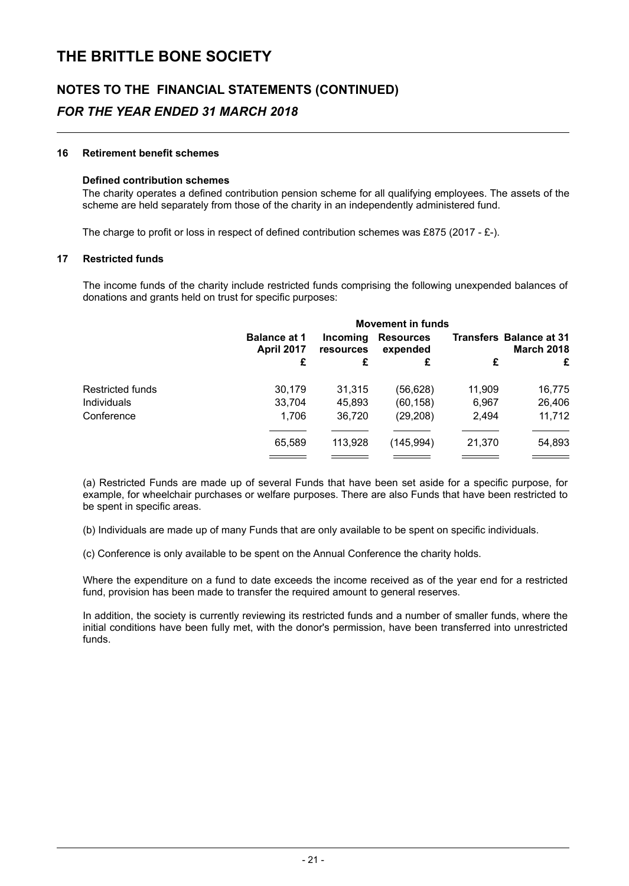# THE BRITTLE BONE SOCIETY

## NOTES TO THE FINANCIAL STATEMENTS (CONTINUED)

### *FOR THE YEAR ENDED 31 MARCH 2018*

**16 Retirement benefit schemes**

**Defined contribution schemes**

The charity operates a defined contribution pension scheme for all qualifying employees. The assets of the scheme are held separately from those of the charity in an independently administered fund.

The charge to profit or loss in respect of defined contribution schemes was £875 (2017 - £-).

**17 Restricted funds**

The income funds of the charity include restricted funds comprising the following unexpended balances of donations and grants held on trust for specific purposes:

| | | Movement in funds | | | |
|---|---|---|---|---|---|
| | **Balance at 1 April 2017** | **Incoming resources** | **Resources expended** | **Transfers** | **Balance at 31 March 2018** |
| | **£** | **£** | **£** | **£** | **£** |
| Restricted funds | 30,179 | 31,315 | (56,628) | 11,909 | 16,775 |
| Individuals | 33,704 | 45,893 | (60,158) | 6,967 | 26,406 |
| Conference | 1,706 | 36,720 | (29,208) | 2,494 | 11,712 |
| | 65,589 | 113,928 | (145,994) | 21,370 | 54,893 |

(a) Restricted Funds are made up of several Funds that have been set aside for a specific purpose, for example, for wheelchair purchases or welfare purposes. There are also Funds that have been restricted to be spent in specific areas.

(b) Individuals are made up of many Funds that are only available to be spent on specific individuals.

(c) Conference is only available to be spent on the Annual Conference the charity holds.

Where the expenditure on a fund to date exceeds the income received as of the year end for a restricted fund, provision has been made to transfer the required amount to general reserves.

In addition, the society is currently reviewing its restricted funds and a number of smaller funds, where the initial conditions have been fully met, with the donor's permission, have been transferred into unrestricted funds.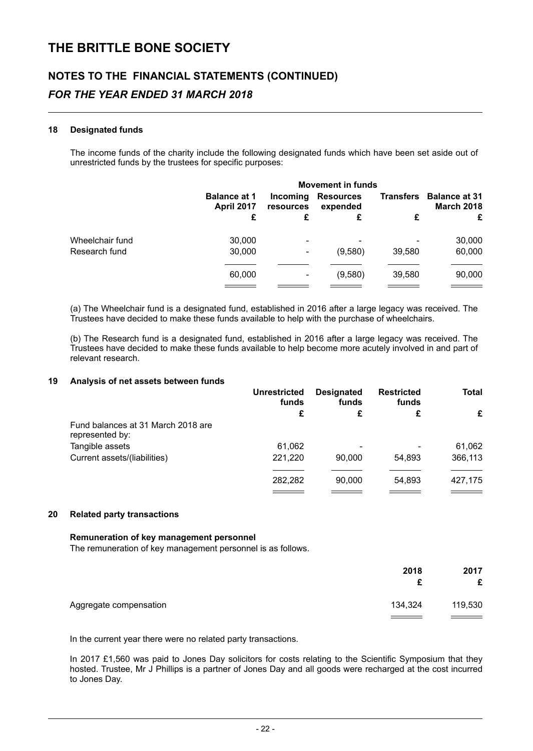# THE BRITTLE BONE SOCIETY

## NOTES TO THE FINANCIAL STATEMENTS (CONTINUED)

### *FOR THE YEAR ENDED 31 MARCH 2018*

**18 Designated funds**

The income funds of the charity include the following designated funds which have been set aside out of unrestricted funds by the trustees for specific purposes:

| | Movement in funds | | | | |
|---|---|---|---|---|---|
| | Balance at 1 April 2017 | Incoming resources | Resources expended | Transfers | Balance at 31 March 2018 |
| | £ | £ | £ | £ | £ |
| Wheelchair fund | 30,000 | - | - | - | 30,000 |
| Research fund | 30,000 | - | (9,580) | 39,580 | 60,000 |
| | 60,000 | - | (9,580) | 39,580 | 90,000 |

(a) The Wheelchair fund is a designated fund, established in 2016 after a large legacy was received. The Trustees have decided to make these funds available to help with the purchase of wheelchairs.

(b) The Research fund is a designated fund, established in 2016 after a large legacy was received. The Trustees have decided to make these funds available to help become more acutely involved in and part of relevant research.

**19 Analysis of net assets between funds**

| | Unrestricted funds | Designated funds | Restricted funds | Total |
|---|---|---|---|---|
| | £ | £ | £ | £ |
| Fund balances at 31 March 2018 are represented by: | | | | |
| Tangible assets | 61,062 | - | - | 61,062 |
| Current assets/(liabilities) | 221,220 | 90,000 | 54,893 | 366,113 |
| | 282,282 | 90,000 | 54,893 | 427,175 |

**20 Related party transactions**

**Remuneration of key management personnel**

The remuneration of key management personnel is as follows.

| | 2018 | 2017 |
|---|---|---|
| | £ | £ |
| Aggregate compensation | 134,324 | 119,530 |

In the current year there were no related party transactions.

In 2017 £1,560 was paid to Jones Day solicitors for costs relating to the Scientific Symposium that they hosted. Trustee, Mr J Phillips is a partner of Jones Day and all goods were recharged at the cost incurred to Jones Day.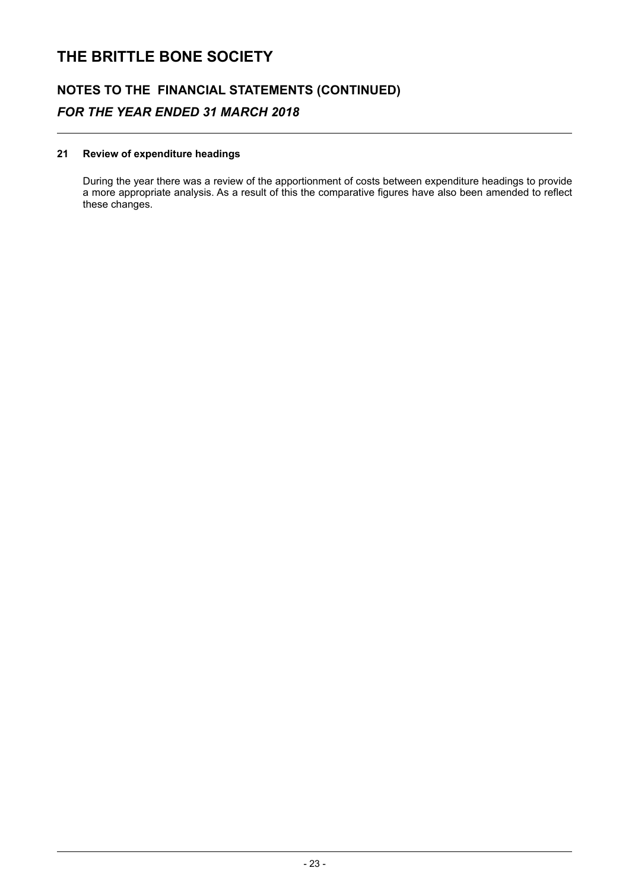# THE BRITTLE BONE SOCIETY

## NOTES TO THE FINANCIAL STATEMENTS (CONTINUED)

### *FOR THE YEAR ENDED 31 MARCH 2018*

**21 Review of expenditure headings**

During the year there was a review of the apportionment of costs between expenditure headings to provide a more appropriate analysis. As a result of this the comparative figures have also been amended to reflect these changes.